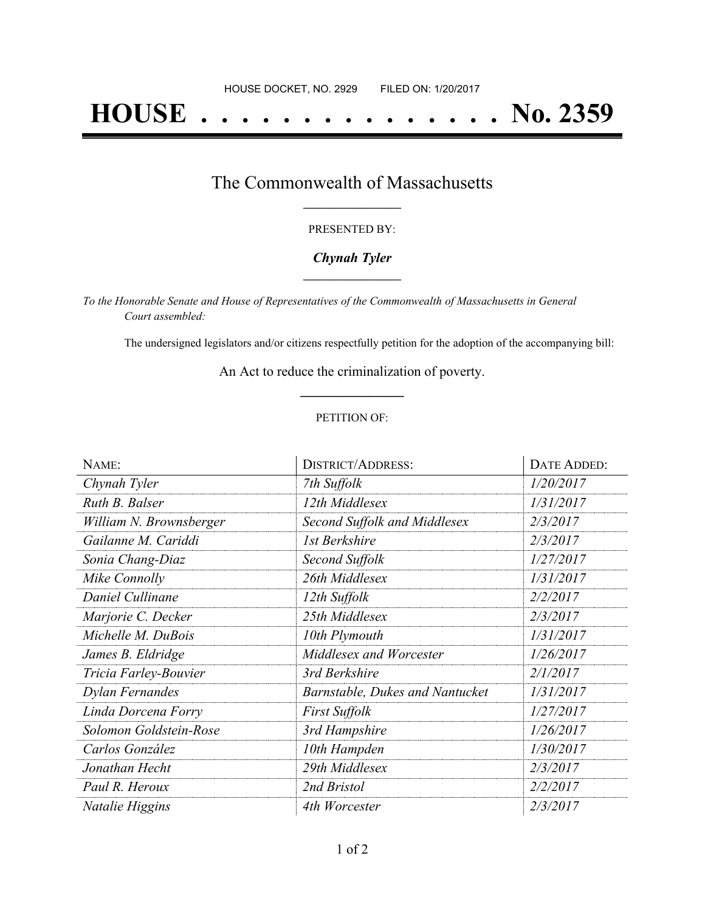HOUSE DOCKET, NO. 2929 FILED ON: 1/20/2017

# HOUSE . . . . . . . . . . . . . . . No. 2359

## The Commonwealth of Massachusetts

PRESENTED BY:

***Chynah Tyler***

*To the Honorable Senate and House of Representatives of the Commonwealth of Massachusetts in General Court assembled:*

The undersigned legislators and/or citizens respectfully petition for the adoption of the accompanying bill:

An Act to reduce the criminalization of poverty.

PETITION OF:

| NAME: | DISTRICT/ADDRESS: | DATE ADDED: |
|---|---|---|
| *Chynah Tyler* | *7th Suffolk* | *1/20/2017* |
| *Ruth B. Balser* | *12th Middlesex* | *1/31/2017* |
| *William N. Brownsberger* | *Second Suffolk and Middlesex* | *2/3/2017* |
| *Gailanne M. Cariddi* | *1st Berkshire* | *2/3/2017* |
| *Sonia Chang-Diaz* | *Second Suffolk* | *1/27/2017* |
| *Mike Connolly* | *26th Middlesex* | *1/31/2017* |
| *Daniel Cullinane* | *12th Suffolk* | *2/2/2017* |
| *Marjorie C. Decker* | *25th Middlesex* | *2/3/2017* |
| *Michelle M. DuBois* | *10th Plymouth* | *1/31/2017* |
| *James B. Eldridge* | *Middlesex and Worcester* | *1/26/2017* |
| *Tricia Farley-Bouvier* | *3rd Berkshire* | *2/1/2017* |
| *Dylan Fernandes* | *Barnstable, Dukes and Nantucket* | *1/31/2017* |
| *Linda Dorcena Forry* | *First Suffolk* | *1/27/2017* |
| *Solomon Goldstein-Rose* | *3rd Hampshire* | *1/26/2017* |
| *Carlos González* | *10th Hampden* | *1/30/2017* |
| *Jonathan Hecht* | *29th Middlesex* | *2/3/2017* |
| *Paul R. Heroux* | *2nd Bristol* | *2/2/2017* |
| *Natalie Higgins* | *4th Worcester* | *2/3/2017* |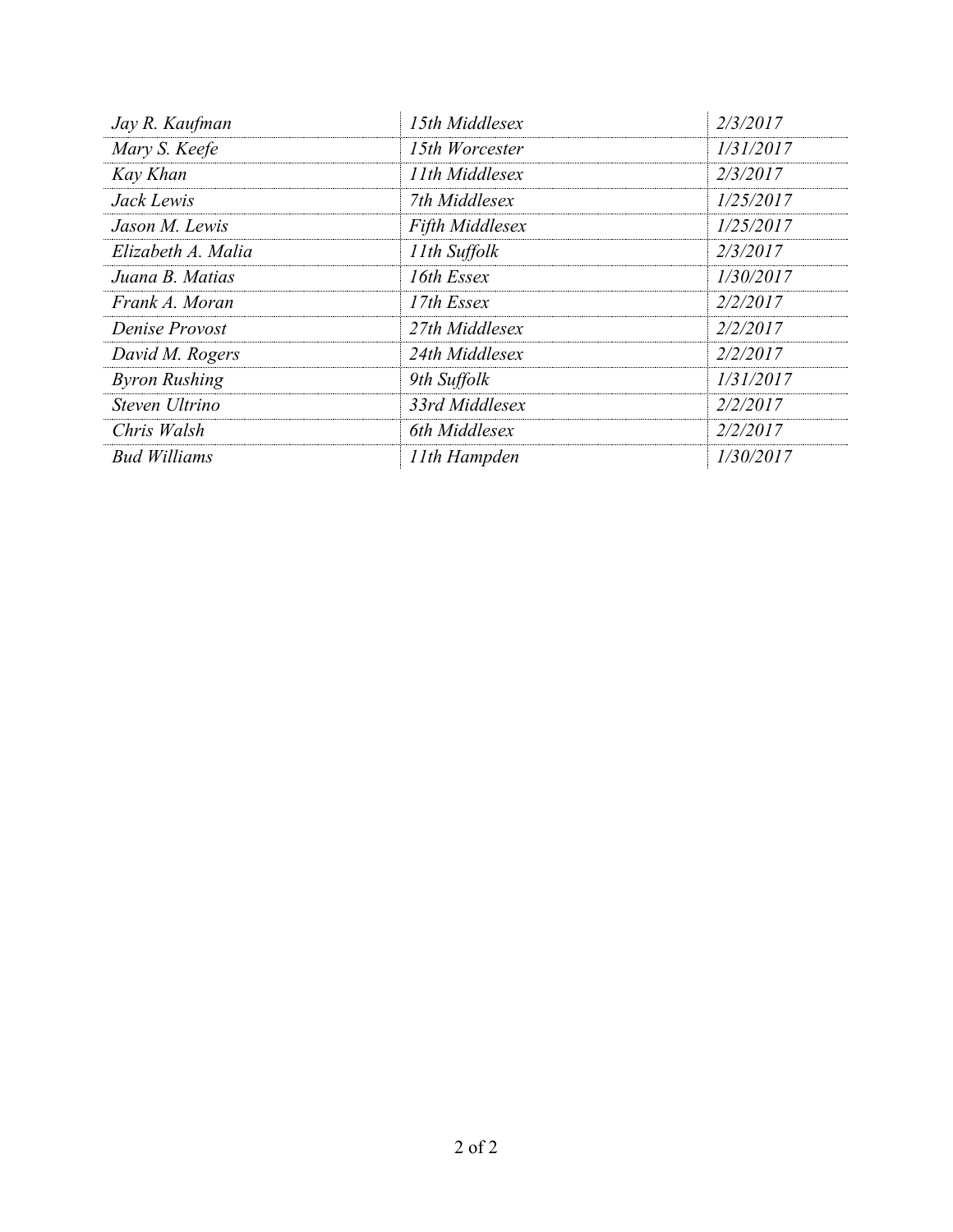| | | |
|---|---|---|
| *Jay R. Kaufman* | *15th Middlesex* | *2/3/2017* |
| *Mary S. Keefe* | *15th Worcester* | *1/31/2017* |
| *Kay Khan* | *11th Middlesex* | *2/3/2017* |
| *Jack Lewis* | *7th Middlesex* | *1/25/2017* |
| *Jason M. Lewis* | *Fifth Middlesex* | *1/25/2017* |
| *Elizabeth A. Malia* | *11th Suffolk* | *2/3/2017* |
| *Juana B. Matias* | *16th Essex* | *1/30/2017* |
| *Frank A. Moran* | *17th Essex* | *2/2/2017* |
| *Denise Provost* | *27th Middlesex* | *2/2/2017* |
| *David M. Rogers* | *24th Middlesex* | *2/2/2017* |
| *Byron Rushing* | *9th Suffolk* | *1/31/2017* |
| *Steven Ultrino* | *33rd Middlesex* | *2/2/2017* |
| *Chris Walsh* | *6th Middlesex* | *2/2/2017* |
| *Bud Williams* | *11th Hampden* | *1/30/2017* |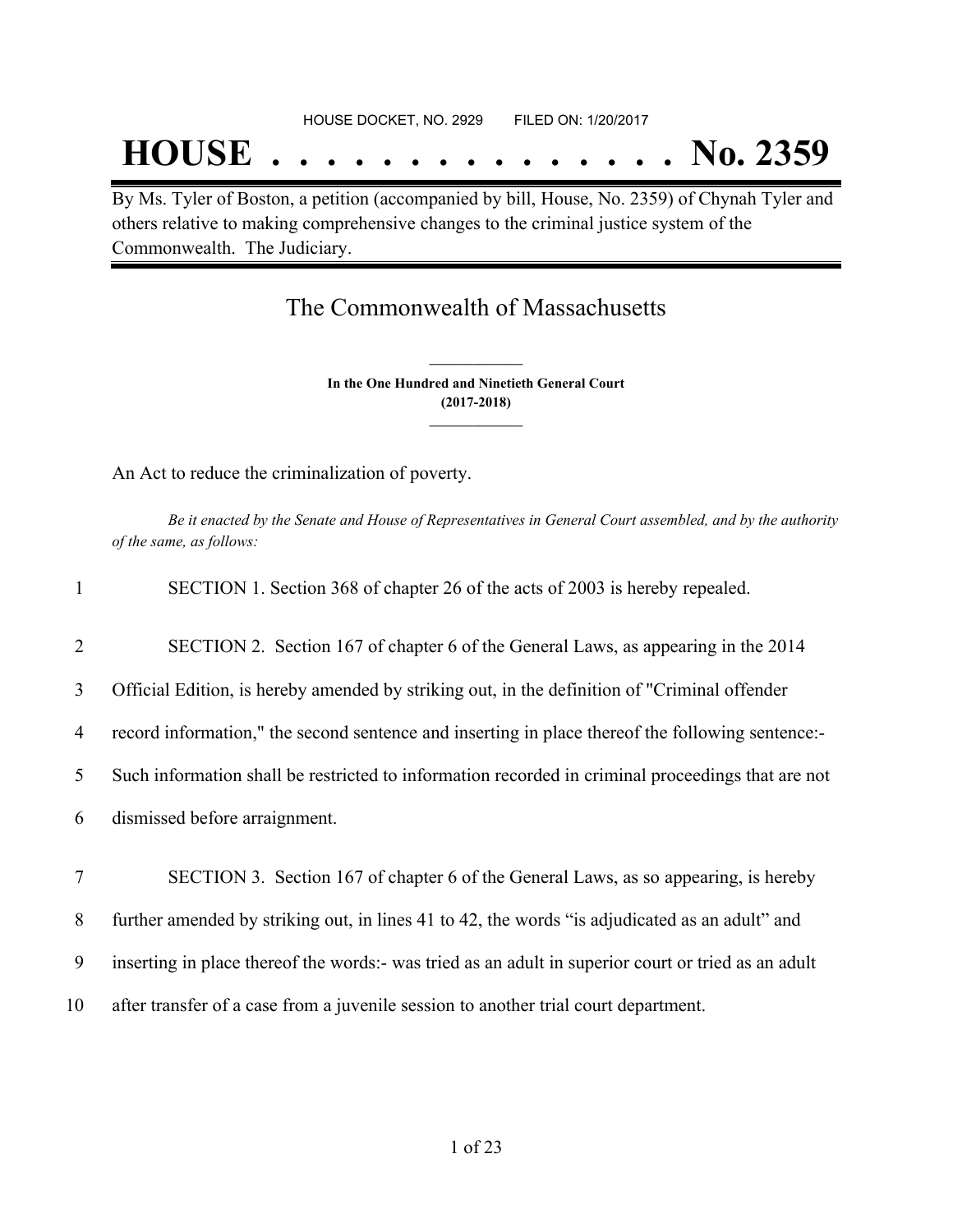HOUSE DOCKET, NO. 2929 FILED ON: 1/20/2017

# HOUSE . . . . . . . . . . . . . . . No. 2359

By Ms. Tyler of Boston, a petition (accompanied by bill, House, No. 2359) of Chynah Tyler and others relative to making comprehensive changes to the criminal justice system of the Commonwealth. The Judiciary.

## The Commonwealth of Massachusetts

**In the One Hundred and Ninetieth General Court**
**(2017-2018)**

An Act to reduce the criminalization of poverty.

*Be it enacted by the Senate and House of Representatives in General Court assembled, and by the authority of the same, as follows:*

1 SECTION 1. Section 368 of chapter 26 of the acts of 2003 is hereby repealed.

2 SECTION 2. Section 167 of chapter 6 of the General Laws, as appearing in the 2014
3 Official Edition, is hereby amended by striking out, in the definition of "Criminal offender
4 record information," the second sentence and inserting in place thereof the following sentence:-
5 Such information shall be restricted to information recorded in criminal proceedings that are not
6 dismissed before arraignment.

7 SECTION 3. Section 167 of chapter 6 of the General Laws, as so appearing, is hereby
8 further amended by striking out, in lines 41 to 42, the words "is adjudicated as an adult" and
9 inserting in place thereof the words:- was tried as an adult in superior court or tried as an adult
10 after transfer of a case from a juvenile session to another trial court department.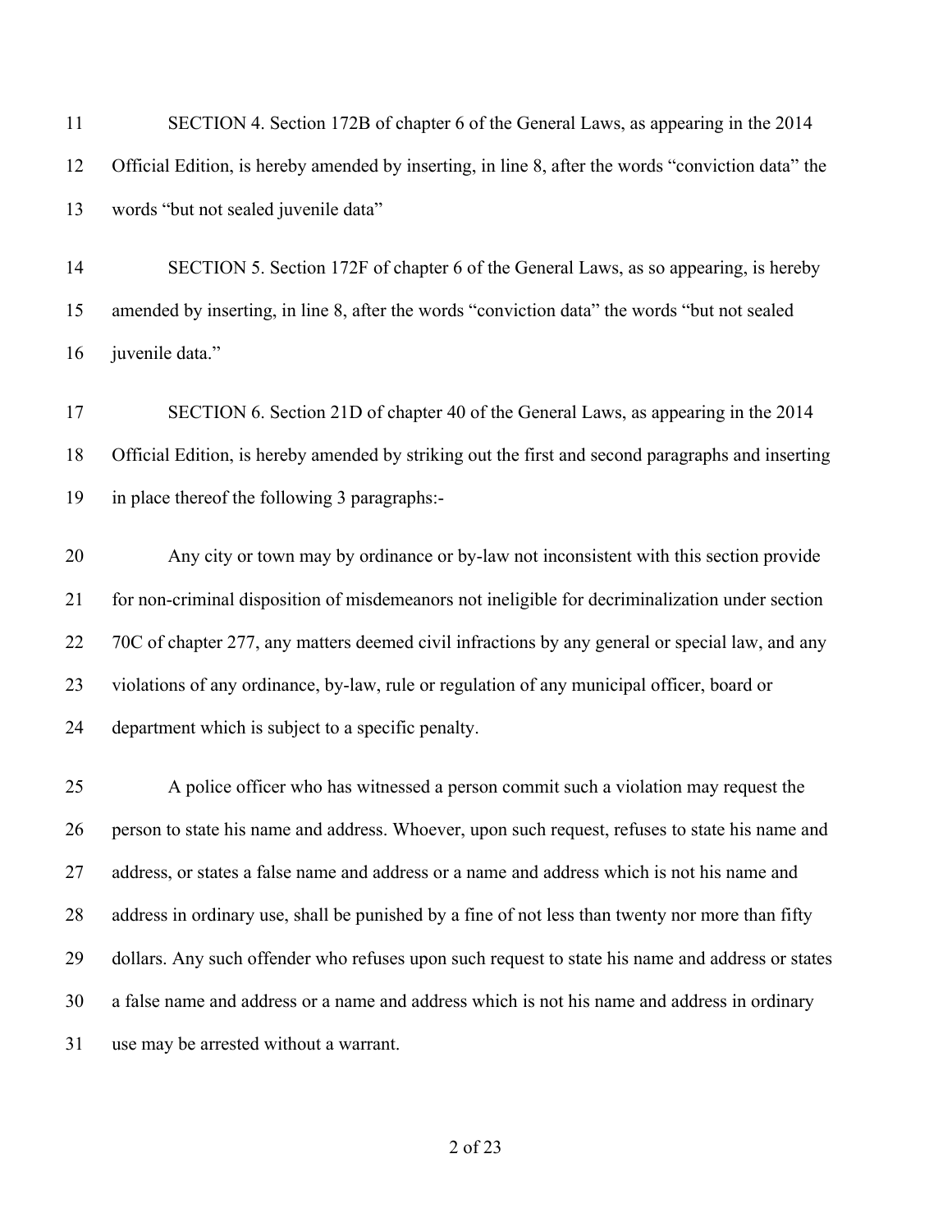SECTION 4. Section 172B of chapter 6 of the General Laws, as appearing in the 2014 Official Edition, is hereby amended by inserting, in line 8, after the words "conviction data" the words "but not sealed juvenile data"

SECTION 5. Section 172F of chapter 6 of the General Laws, as so appearing, is hereby amended by inserting, in line 8, after the words "conviction data" the words "but not sealed juvenile data."

SECTION 6. Section 21D of chapter 40 of the General Laws, as appearing in the 2014 Official Edition, is hereby amended by striking out the first and second paragraphs and inserting in place thereof the following 3 paragraphs:-

Any city or town may by ordinance or by-law not inconsistent with this section provide for non-criminal disposition of misdemeanors not ineligible for decriminalization under section 70C of chapter 277, any matters deemed civil infractions by any general or special law, and any violations of any ordinance, by-law, rule or regulation of any municipal officer, board or department which is subject to a specific penalty.

A police officer who has witnessed a person commit such a violation may request the person to state his name and address. Whoever, upon such request, refuses to state his name and address, or states a false name and address or a name and address which is not his name and address in ordinary use, shall be punished by a fine of not less than twenty nor more than fifty dollars. Any such offender who refuses upon such request to state his name and address or states a false name and address or a name and address which is not his name and address in ordinary use may be arrested without a warrant.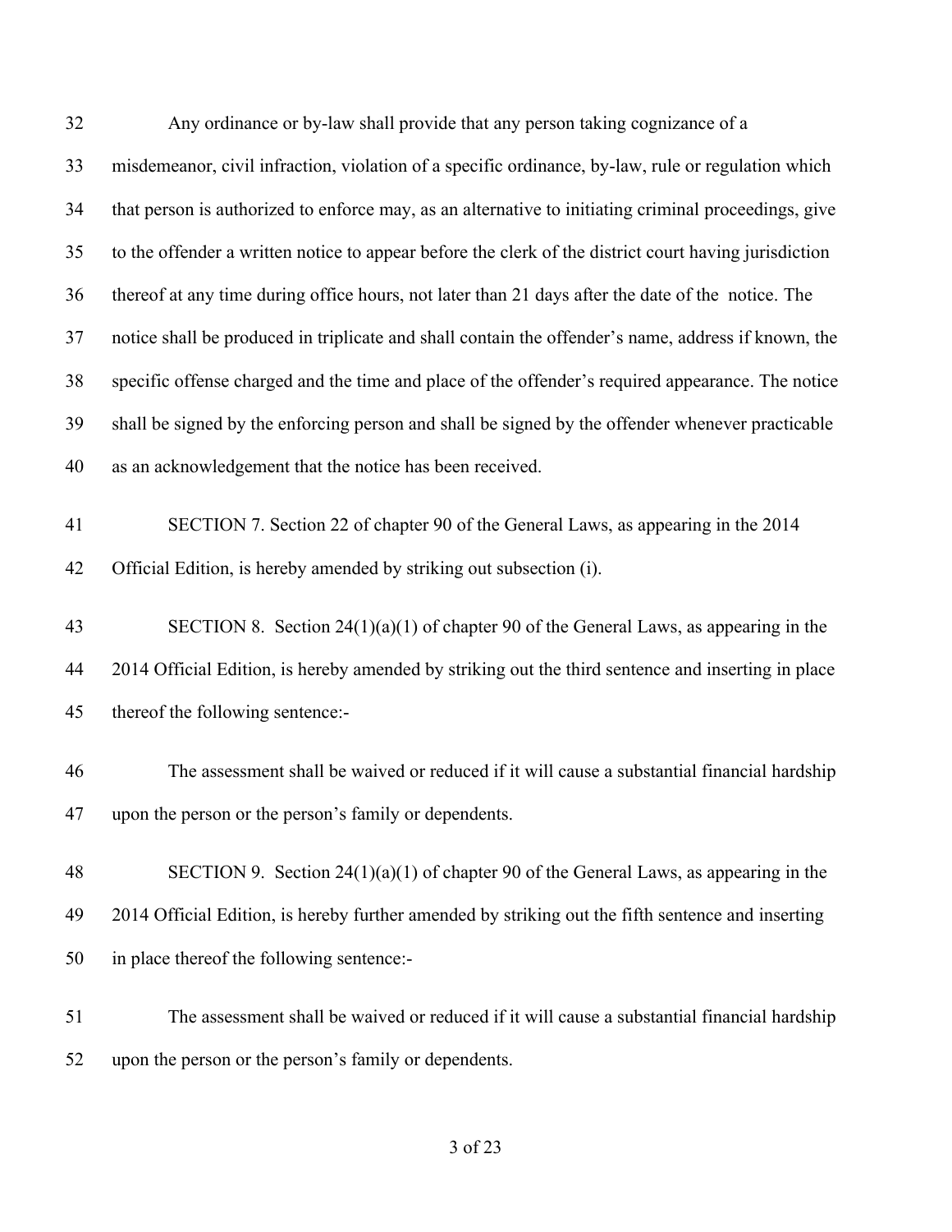Any ordinance or by-law shall provide that any person taking cognizance of a misdemeanor, civil infraction, violation of a specific ordinance, by-law, rule or regulation which that person is authorized to enforce may, as an alternative to initiating criminal proceedings, give to the offender a written notice to appear before the clerk of the district court having jurisdiction thereof at any time during office hours, not later than 21 days after the date of the notice. The notice shall be produced in triplicate and shall contain the offender's name, address if known, the specific offense charged and the time and place of the offender's required appearance. The notice shall be signed by the enforcing person and shall be signed by the offender whenever practicable as an acknowledgement that the notice has been received.

SECTION 7. Section 22 of chapter 90 of the General Laws, as appearing in the 2014 Official Edition, is hereby amended by striking out subsection (i).

SECTION 8. Section 24(1)(a)(1) of chapter 90 of the General Laws, as appearing in the 2014 Official Edition, is hereby amended by striking out the third sentence and inserting in place thereof the following sentence:-

The assessment shall be waived or reduced if it will cause a substantial financial hardship upon the person or the person's family or dependents.

SECTION 9. Section 24(1)(a)(1) of chapter 90 of the General Laws, as appearing in the 2014 Official Edition, is hereby further amended by striking out the fifth sentence and inserting in place thereof the following sentence:-

The assessment shall be waived or reduced if it will cause a substantial financial hardship upon the person or the person's family or dependents.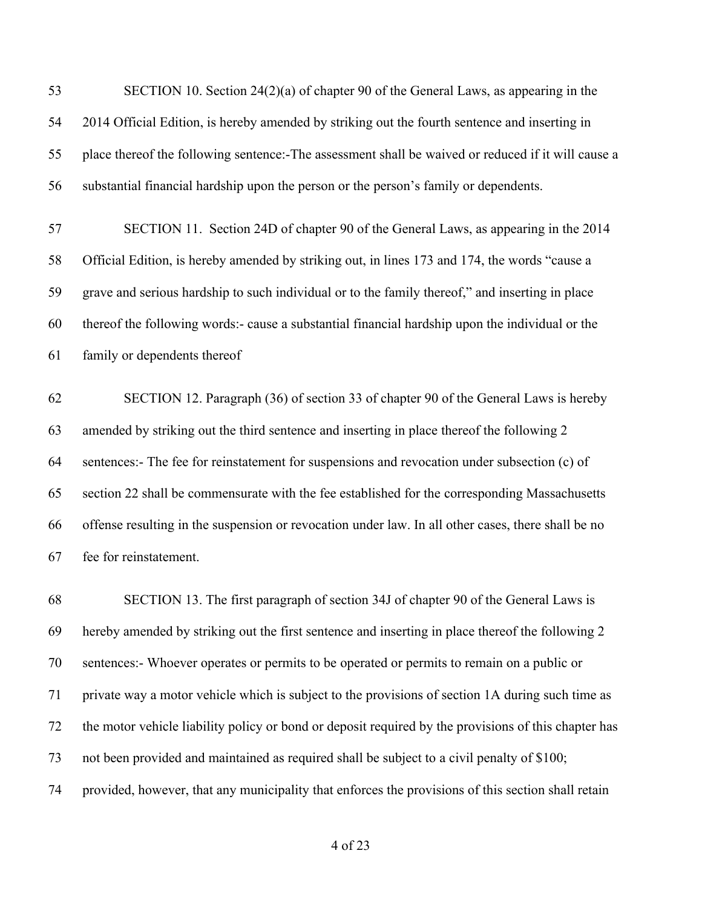SECTION 10. Section 24(2)(a) of chapter 90 of the General Laws, as appearing in the 2014 Official Edition, is hereby amended by striking out the fourth sentence and inserting in place thereof the following sentence:-The assessment shall be waived or reduced if it will cause a substantial financial hardship upon the person or the person's family or dependents.

SECTION 11. Section 24D of chapter 90 of the General Laws, as appearing in the 2014 Official Edition, is hereby amended by striking out, in lines 173 and 174, the words "cause a grave and serious hardship to such individual or to the family thereof," and inserting in place thereof the following words:- cause a substantial financial hardship upon the individual or the family or dependents thereof

SECTION 12. Paragraph (36) of section 33 of chapter 90 of the General Laws is hereby amended by striking out the third sentence and inserting in place thereof the following 2 sentences:- The fee for reinstatement for suspensions and revocation under subsection (c) of section 22 shall be commensurate with the fee established for the corresponding Massachusetts offense resulting in the suspension or revocation under law. In all other cases, there shall be no fee for reinstatement.

SECTION 13. The first paragraph of section 34J of chapter 90 of the General Laws is hereby amended by striking out the first sentence and inserting in place thereof the following 2 sentences:- Whoever operates or permits to be operated or permits to remain on a public or private way a motor vehicle which is subject to the provisions of section 1A during such time as the motor vehicle liability policy or bond or deposit required by the provisions of this chapter has not been provided and maintained as required shall be subject to a civil penalty of $100; provided, however, that any municipality that enforces the provisions of this section shall retain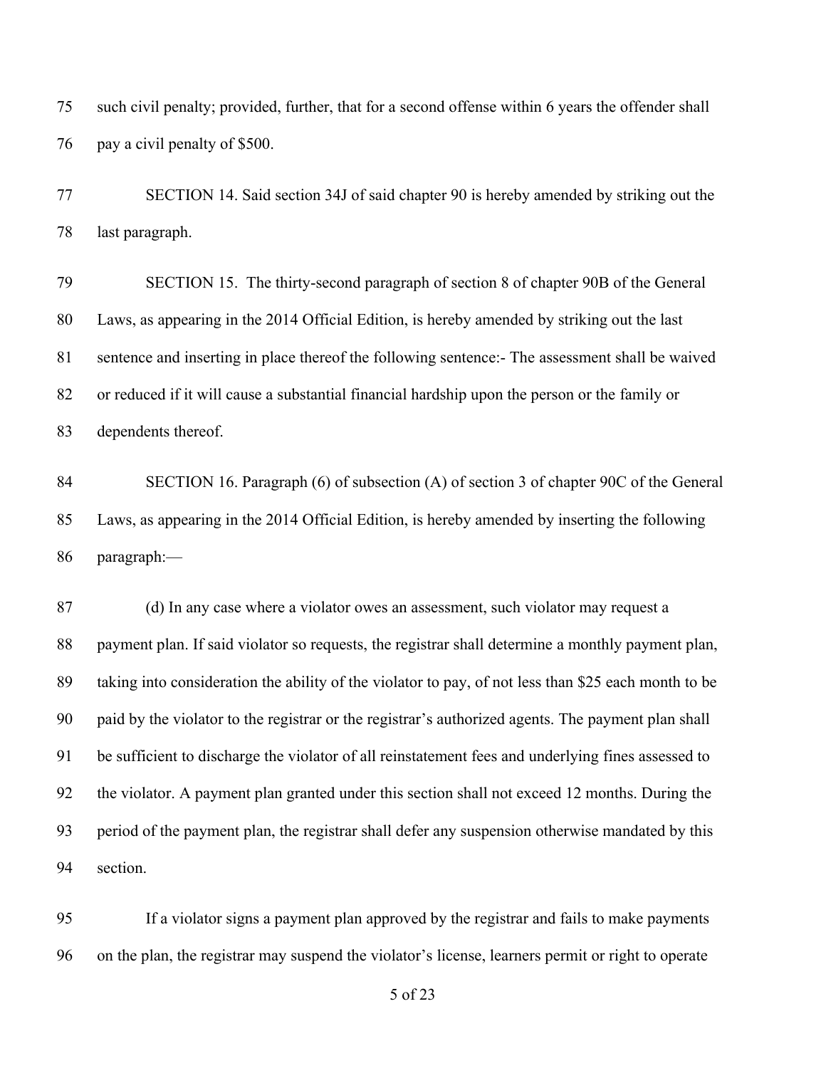such civil penalty; provided, further, that for a second offense within 6 years the offender shall pay a civil penalty of $500.

SECTION 14. Said section 34J of said chapter 90 is hereby amended by striking out the last paragraph.

SECTION 15. The thirty-second paragraph of section 8 of chapter 90B of the General Laws, as appearing in the 2014 Official Edition, is hereby amended by striking out the last sentence and inserting in place thereof the following sentence:- The assessment shall be waived or reduced if it will cause a substantial financial hardship upon the person or the family or dependents thereof.

SECTION 16. Paragraph (6) of subsection (A) of section 3 of chapter 90C of the General Laws, as appearing in the 2014 Official Edition, is hereby amended by inserting the following paragraph:—

(d) In any case where a violator owes an assessment, such violator may request a payment plan. If said violator so requests, the registrar shall determine a monthly payment plan, taking into consideration the ability of the violator to pay, of not less than $25 each month to be paid by the violator to the registrar or the registrar's authorized agents. The payment plan shall be sufficient to discharge the violator of all reinstatement fees and underlying fines assessed to the violator. A payment plan granted under this section shall not exceed 12 months. During the period of the payment plan, the registrar shall defer any suspension otherwise mandated by this section.

If a violator signs a payment plan approved by the registrar and fails to make payments on the plan, the registrar may suspend the violator's license, learners permit or right to operate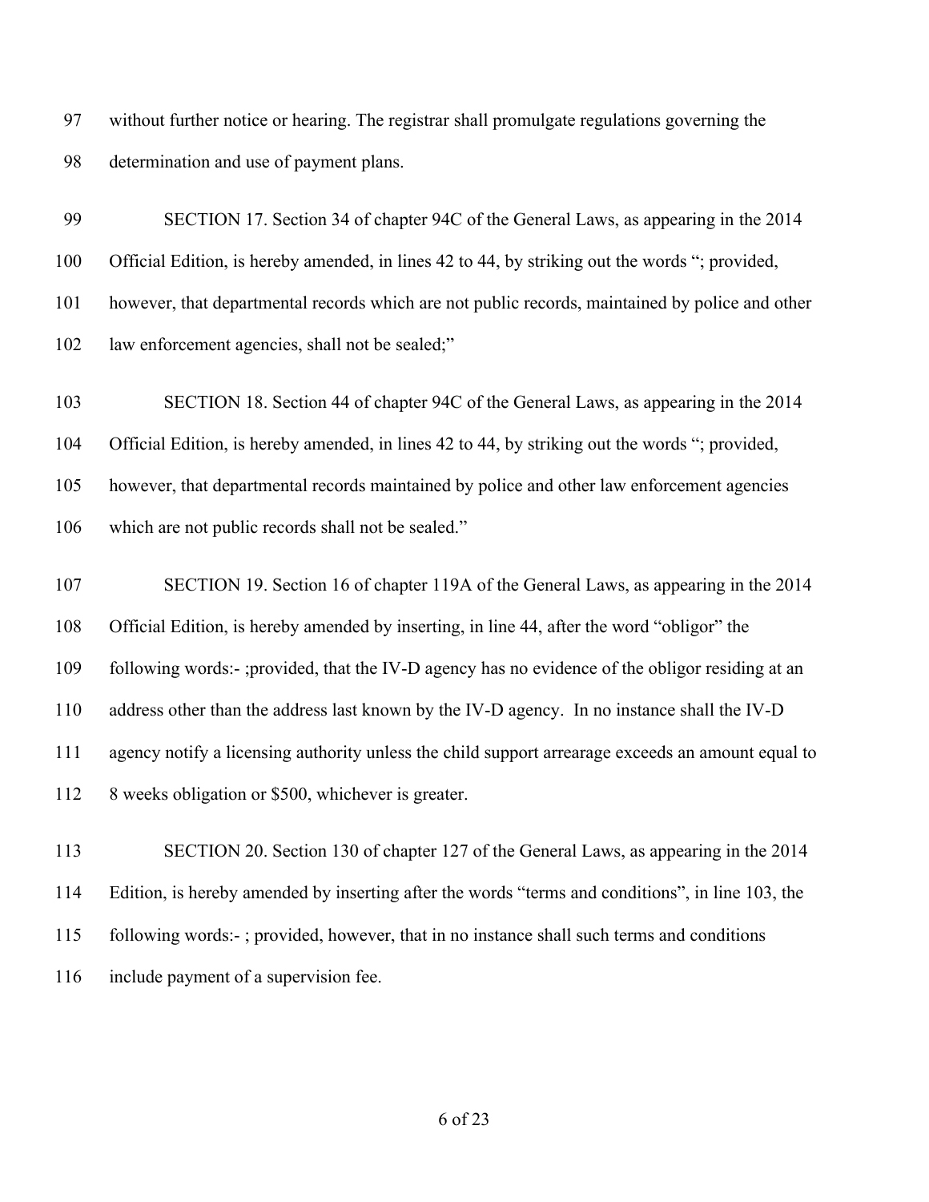without further notice or hearing. The registrar shall promulgate regulations governing the determination and use of payment plans.

SECTION 17. Section 34 of chapter 94C of the General Laws, as appearing in the 2014 Official Edition, is hereby amended, in lines 42 to 44, by striking out the words "; provided, however, that departmental records which are not public records, maintained by police and other law enforcement agencies, shall not be sealed;"

SECTION 18. Section 44 of chapter 94C of the General Laws, as appearing in the 2014 Official Edition, is hereby amended, in lines 42 to 44, by striking out the words "; provided, however, that departmental records maintained by police and other law enforcement agencies which are not public records shall not be sealed."

SECTION 19. Section 16 of chapter 119A of the General Laws, as appearing in the 2014 Official Edition, is hereby amended by inserting, in line 44, after the word "obligor" the following words:- ;provided, that the IV-D agency has no evidence of the obligor residing at an address other than the address last known by the IV-D agency. In no instance shall the IV-D agency notify a licensing authority unless the child support arrearage exceeds an amount equal to 8 weeks obligation or $500, whichever is greater.

SECTION 20. Section 130 of chapter 127 of the General Laws, as appearing in the 2014 Edition, is hereby amended by inserting after the words "terms and conditions", in line 103, the following words:- ; provided, however, that in no instance shall such terms and conditions include payment of a supervision fee.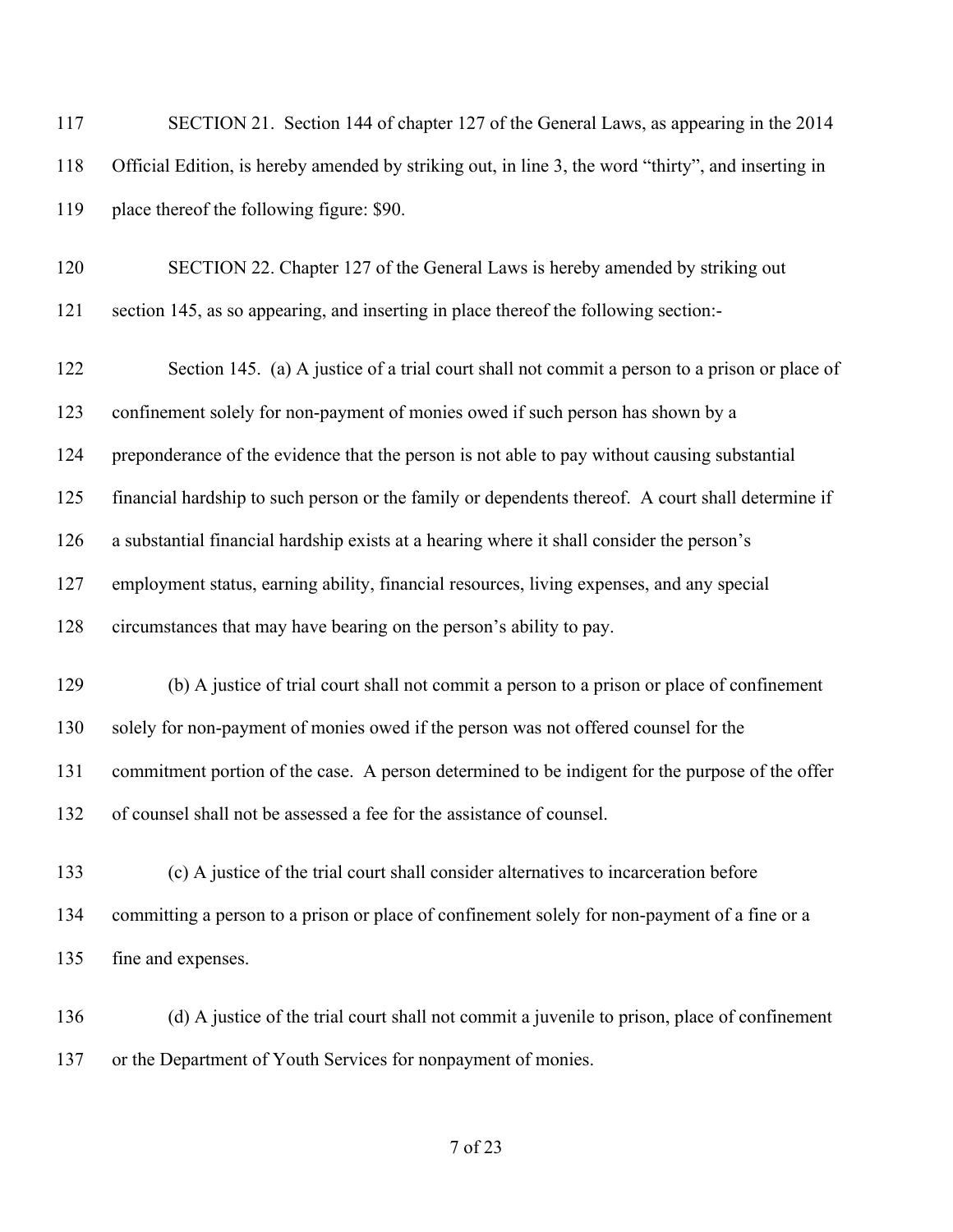SECTION 21. Section 144 of chapter 127 of the General Laws, as appearing in the 2014 Official Edition, is hereby amended by striking out, in line 3, the word "thirty", and inserting in place thereof the following figure: $90.

SECTION 22. Chapter 127 of the General Laws is hereby amended by striking out section 145, as so appearing, and inserting in place thereof the following section:-

Section 145. (a) A justice of a trial court shall not commit a person to a prison or place of confinement solely for non-payment of monies owed if such person has shown by a preponderance of the evidence that the person is not able to pay without causing substantial financial hardship to such person or the family or dependents thereof. A court shall determine if a substantial financial hardship exists at a hearing where it shall consider the person's employment status, earning ability, financial resources, living expenses, and any special circumstances that may have bearing on the person's ability to pay.

(b) A justice of trial court shall not commit a person to a prison or place of confinement solely for non-payment of monies owed if the person was not offered counsel for the commitment portion of the case. A person determined to be indigent for the purpose of the offer of counsel shall not be assessed a fee for the assistance of counsel.

(c) A justice of the trial court shall consider alternatives to incarceration before committing a person to a prison or place of confinement solely for non-payment of a fine or a fine and expenses.

(d) A justice of the trial court shall not commit a juvenile to prison, place of confinement or the Department of Youth Services for nonpayment of monies.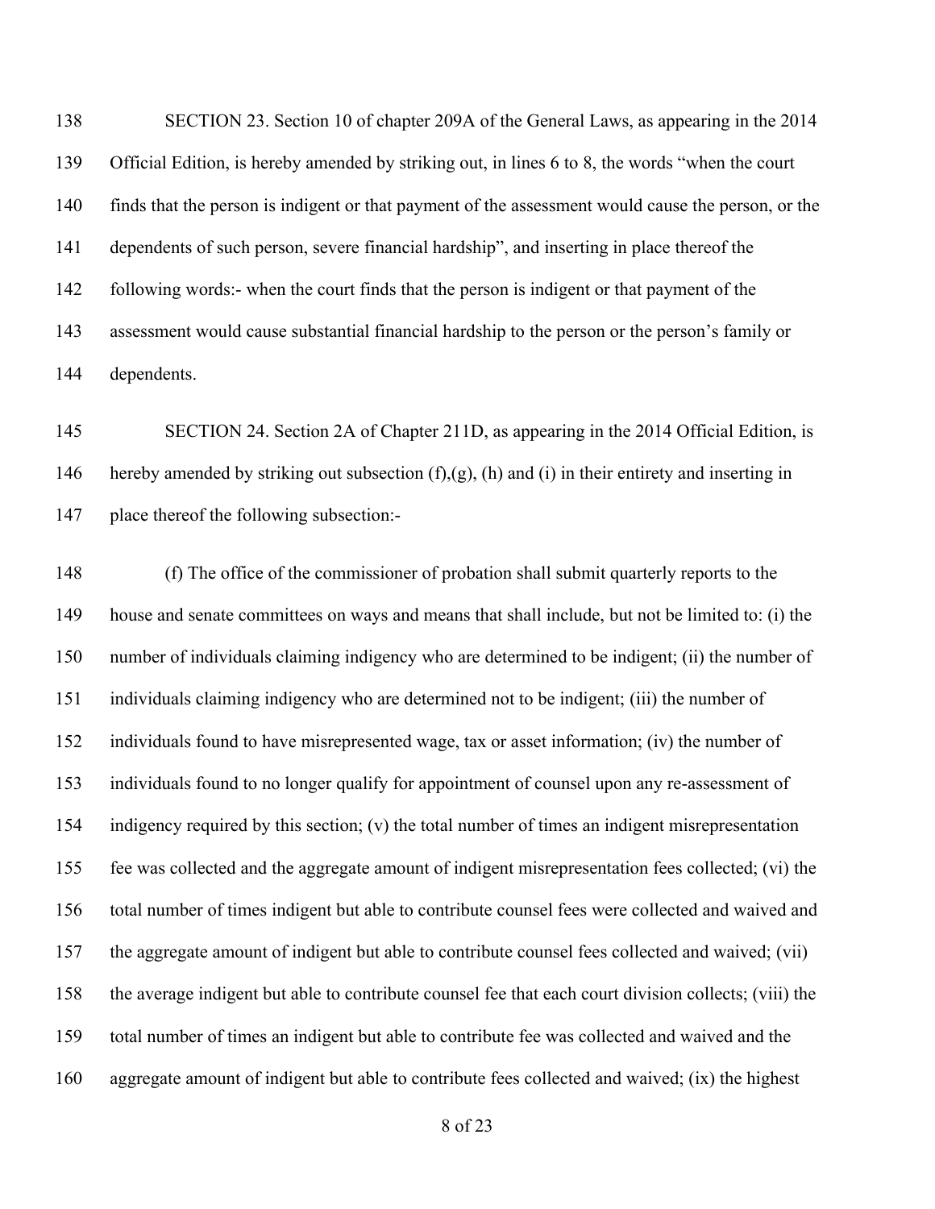SECTION 23. Section 10 of chapter 209A of the General Laws, as appearing in the 2014 Official Edition, is hereby amended by striking out, in lines 6 to 8, the words "when the court finds that the person is indigent or that payment of the assessment would cause the person, or the dependents of such person, severe financial hardship", and inserting in place thereof the following words:- when the court finds that the person is indigent or that payment of the assessment would cause substantial financial hardship to the person or the person's family or dependents.

SECTION 24. Section 2A of Chapter 211D, as appearing in the 2014 Official Edition, is hereby amended by striking out subsection (f),(g), (h) and (i) in their entirety and inserting in place thereof the following subsection:-

(f) The office of the commissioner of probation shall submit quarterly reports to the house and senate committees on ways and means that shall include, but not be limited to: (i) the number of individuals claiming indigency who are determined to be indigent; (ii) the number of individuals claiming indigency who are determined not to be indigent; (iii) the number of individuals found to have misrepresented wage, tax or asset information; (iv) the number of individuals found to no longer qualify for appointment of counsel upon any re-assessment of indigency required by this section; (v) the total number of times an indigent misrepresentation fee was collected and the aggregate amount of indigent misrepresentation fees collected; (vi) the total number of times indigent but able to contribute counsel fees were collected and waived and the aggregate amount of indigent but able to contribute counsel fees collected and waived; (vii) the average indigent but able to contribute counsel fee that each court division collects; (viii) the total number of times an indigent but able to contribute fee was collected and waived and the aggregate amount of indigent but able to contribute fees collected and waived; (ix) the highest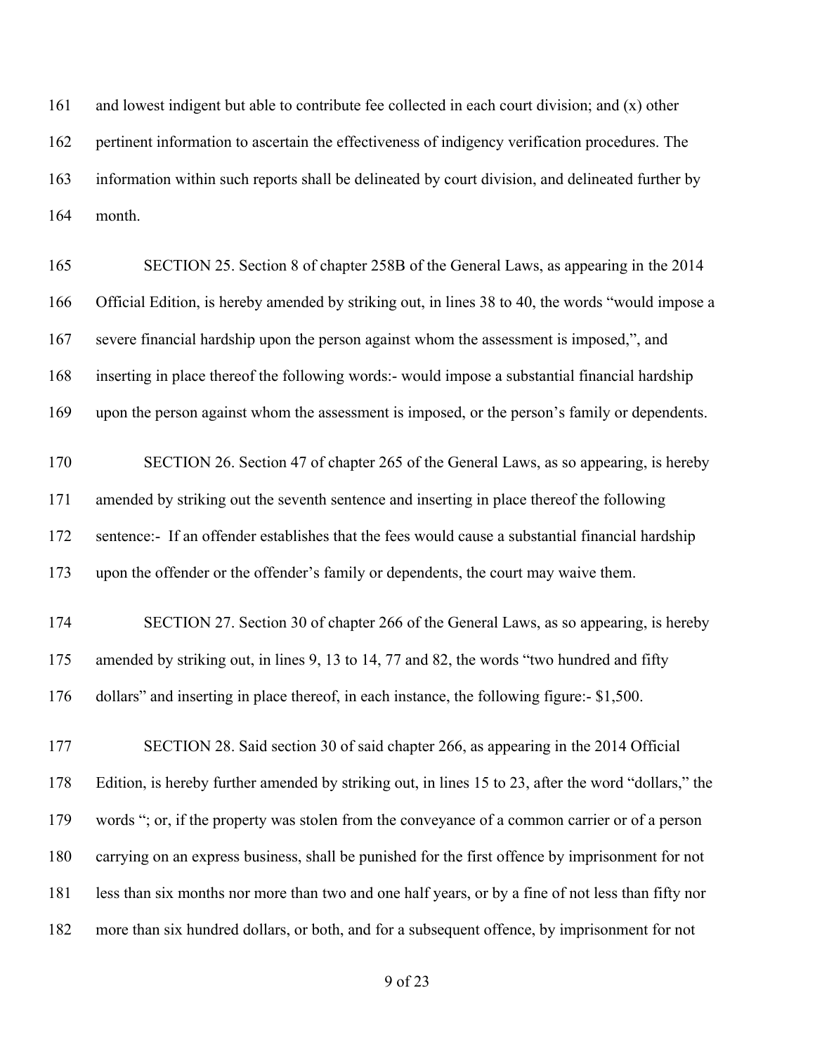and lowest indigent but able to contribute fee collected in each court division; and (x) other pertinent information to ascertain the effectiveness of indigency verification procedures. The information within such reports shall be delineated by court division, and delineated further by month.

SECTION 25. Section 8 of chapter 258B of the General Laws, as appearing in the 2014 Official Edition, is hereby amended by striking out, in lines 38 to 40, the words "would impose a severe financial hardship upon the person against whom the assessment is imposed,", and inserting in place thereof the following words:- would impose a substantial financial hardship upon the person against whom the assessment is imposed, or the person's family or dependents.

SECTION 26. Section 47 of chapter 265 of the General Laws, as so appearing, is hereby amended by striking out the seventh sentence and inserting in place thereof the following sentence:- If an offender establishes that the fees would cause a substantial financial hardship upon the offender or the offender's family or dependents, the court may waive them.

SECTION 27. Section 30 of chapter 266 of the General Laws, as so appearing, is hereby amended by striking out, in lines 9, 13 to 14, 77 and 82, the words "two hundred and fifty dollars" and inserting in place thereof, in each instance, the following figure:- $1,500.

SECTION 28. Said section 30 of said chapter 266, as appearing in the 2014 Official Edition, is hereby further amended by striking out, in lines 15 to 23, after the word "dollars," the words "; or, if the property was stolen from the conveyance of a common carrier or of a person carrying on an express business, shall be punished for the first offence by imprisonment for not less than six months nor more than two and one half years, or by a fine of not less than fifty nor more than six hundred dollars, or both, and for a subsequent offence, by imprisonment for not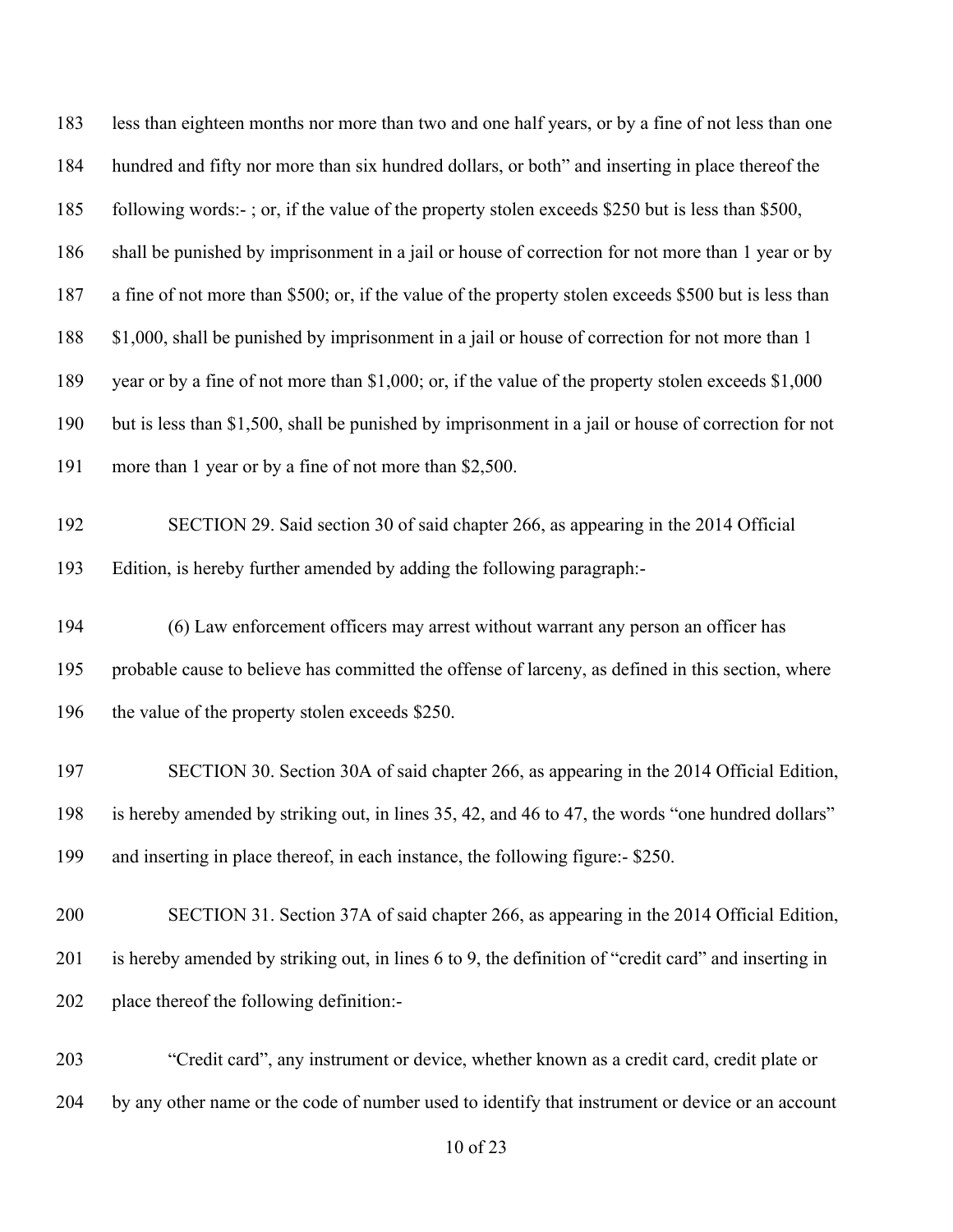less than eighteen months nor more than two and one half years, or by a fine of not less than one hundred and fifty nor more than six hundred dollars, or both" and inserting in place thereof the following words:- ; or, if the value of the property stolen exceeds $250 but is less than $500, shall be punished by imprisonment in a jail or house of correction for not more than 1 year or by a fine of not more than $500; or, if the value of the property stolen exceeds $500 but is less than $1,000, shall be punished by imprisonment in a jail or house of correction for not more than 1 year or by a fine of not more than $1,000; or, if the value of the property stolen exceeds $1,000 but is less than $1,500, shall be punished by imprisonment in a jail or house of correction for not more than 1 year or by a fine of not more than $2,500.

SECTION 29. Said section 30 of said chapter 266, as appearing in the 2014 Official Edition, is hereby further amended by adding the following paragraph:-

(6) Law enforcement officers may arrest without warrant any person an officer has probable cause to believe has committed the offense of larceny, as defined in this section, where the value of the property stolen exceeds $250.

SECTION 30. Section 30A of said chapter 266, as appearing in the 2014 Official Edition, is hereby amended by striking out, in lines 35, 42, and 46 to 47, the words "one hundred dollars" and inserting in place thereof, in each instance, the following figure:- $250.

SECTION 31. Section 37A of said chapter 266, as appearing in the 2014 Official Edition, is hereby amended by striking out, in lines 6 to 9, the definition of "credit card" and inserting in place thereof the following definition:-

"Credit card", any instrument or device, whether known as a credit card, credit plate or by any other name or the code of number used to identify that instrument or device or an account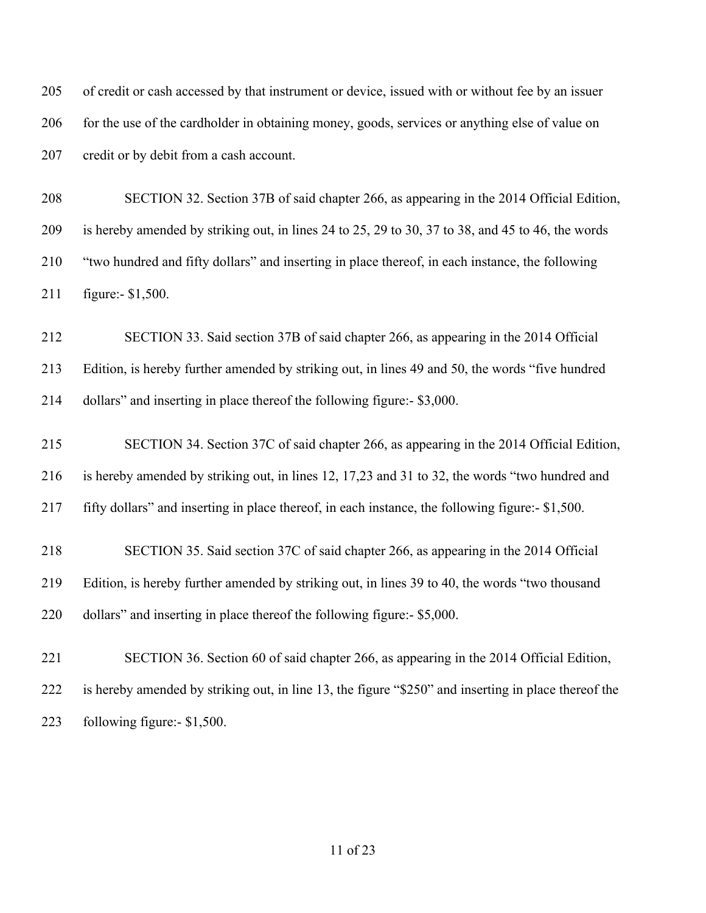of credit or cash accessed by that instrument or device, issued with or without fee by an issuer for the use of the cardholder in obtaining money, goods, services or anything else of value on credit or by debit from a cash account.

SECTION 32. Section 37B of said chapter 266, as appearing in the 2014 Official Edition, is hereby amended by striking out, in lines 24 to 25, 29 to 30, 37 to 38, and 45 to 46, the words "two hundred and fifty dollars" and inserting in place thereof, in each instance, the following figure:- $1,500.

SECTION 33. Said section 37B of said chapter 266, as appearing in the 2014 Official Edition, is hereby further amended by striking out, in lines 49 and 50, the words "five hundred dollars" and inserting in place thereof the following figure:- $3,000.

SECTION 34. Section 37C of said chapter 266, as appearing in the 2014 Official Edition, is hereby amended by striking out, in lines 12, 17,23 and 31 to 32, the words "two hundred and fifty dollars" and inserting in place thereof, in each instance, the following figure:- $1,500.

SECTION 35. Said section 37C of said chapter 266, as appearing in the 2014 Official Edition, is hereby further amended by striking out, in lines 39 to 40, the words "two thousand dollars" and inserting in place thereof the following figure:- $5,000.

SECTION 36. Section 60 of said chapter 266, as appearing in the 2014 Official Edition, is hereby amended by striking out, in line 13, the figure "$250" and inserting in place thereof the following figure:- $1,500.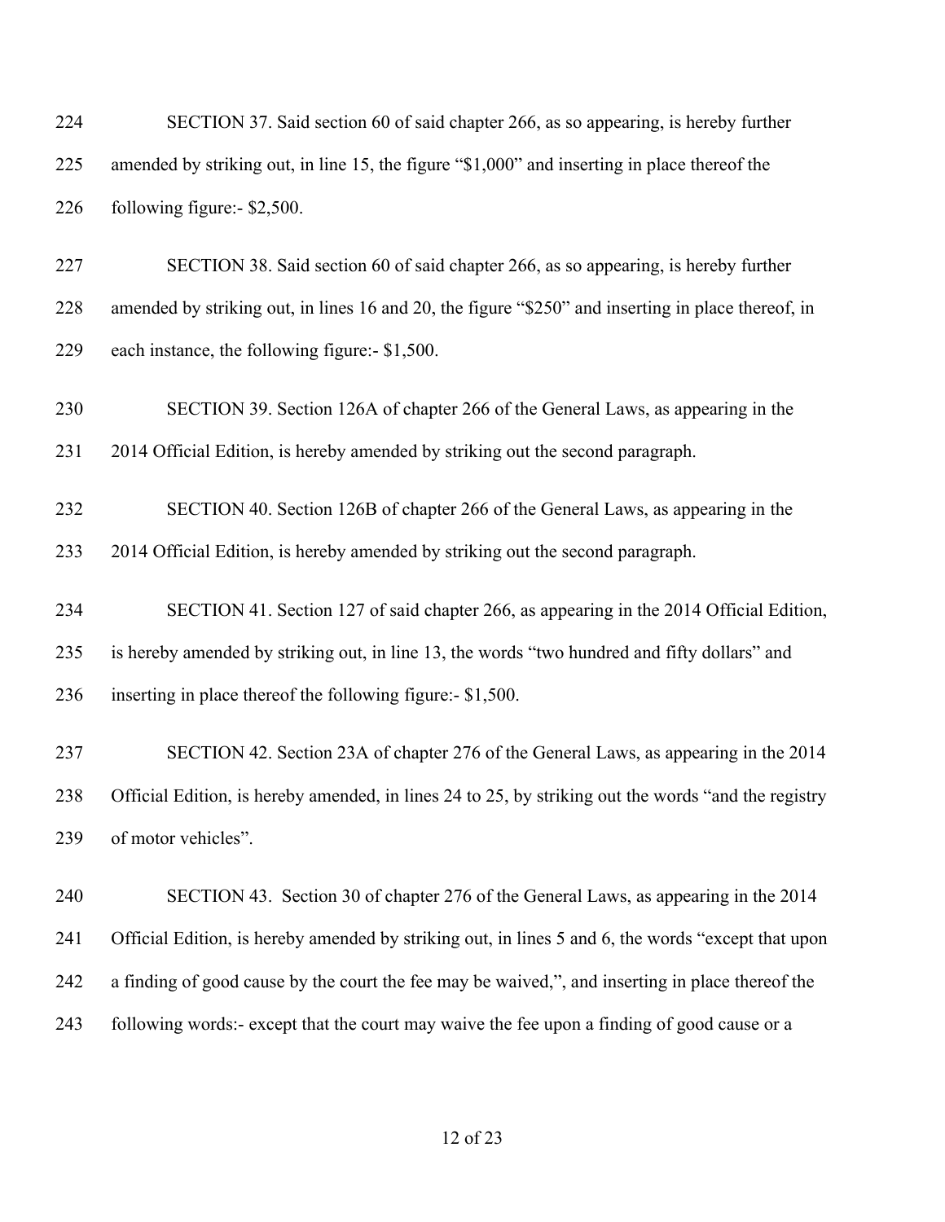224 SECTION 37. Said section 60 of said chapter 266, as so appearing, is hereby further
225 amended by striking out, in line 15, the figure "$1,000" and inserting in place thereof the
226 following figure:- $2,500.

227 SECTION 38. Said section 60 of said chapter 266, as so appearing, is hereby further
228 amended by striking out, in lines 16 and 20, the figure "$250" and inserting in place thereof, in
229 each instance, the following figure:- $1,500.

230 SECTION 39. Section 126A of chapter 266 of the General Laws, as appearing in the
231 2014 Official Edition, is hereby amended by striking out the second paragraph.

232 SECTION 40. Section 126B of chapter 266 of the General Laws, as appearing in the
233 2014 Official Edition, is hereby amended by striking out the second paragraph.

234 SECTION 41. Section 127 of said chapter 266, as appearing in the 2014 Official Edition,
235 is hereby amended by striking out, in line 13, the words "two hundred and fifty dollars" and
236 inserting in place thereof the following figure:- $1,500.

237 SECTION 42. Section 23A of chapter 276 of the General Laws, as appearing in the 2014
238 Official Edition, is hereby amended, in lines 24 to 25, by striking out the words "and the registry
239 of motor vehicles".

240 SECTION 43. Section 30 of chapter 276 of the General Laws, as appearing in the 2014
241 Official Edition, is hereby amended by striking out, in lines 5 and 6, the words "except that upon
242 a finding of good cause by the court the fee may be waived,", and inserting in place thereof the
243 following words:- except that the court may waive the fee upon a finding of good cause or a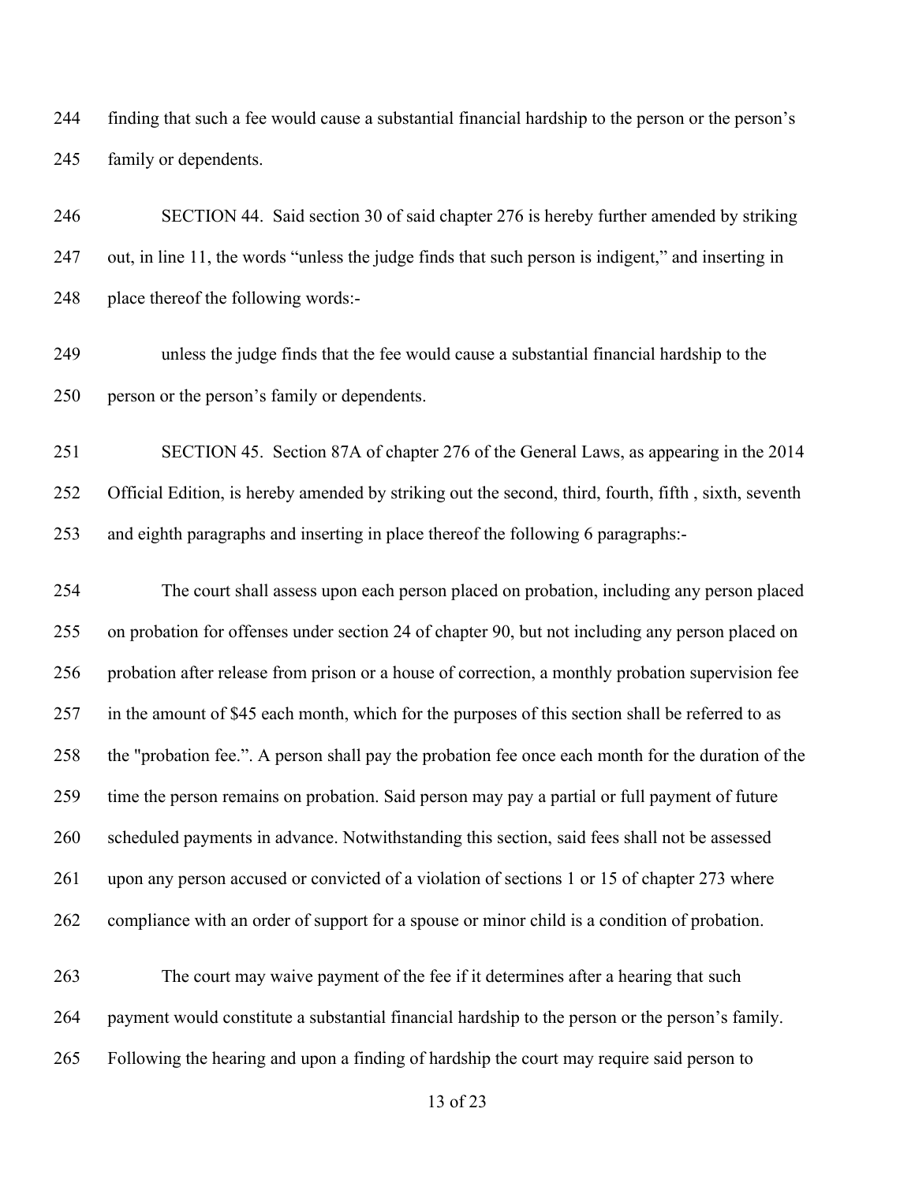finding that such a fee would cause a substantial financial hardship to the person or the person's family or dependents.

SECTION 44. Said section 30 of said chapter 276 is hereby further amended by striking out, in line 11, the words "unless the judge finds that such person is indigent," and inserting in place thereof the following words:-

unless the judge finds that the fee would cause a substantial financial hardship to the person or the person's family or dependents.

SECTION 45. Section 87A of chapter 276 of the General Laws, as appearing in the 2014 Official Edition, is hereby amended by striking out the second, third, fourth, fifth , sixth, seventh and eighth paragraphs and inserting in place thereof the following 6 paragraphs:-

The court shall assess upon each person placed on probation, including any person placed on probation for offenses under section 24 of chapter 90, but not including any person placed on probation after release from prison or a house of correction, a monthly probation supervision fee in the amount of $45 each month, which for the purposes of this section shall be referred to as the "probation fee.". A person shall pay the probation fee once each month for the duration of the time the person remains on probation. Said person may pay a partial or full payment of future scheduled payments in advance. Notwithstanding this section, said fees shall not be assessed upon any person accused or convicted of a violation of sections 1 or 15 of chapter 273 where compliance with an order of support for a spouse or minor child is a condition of probation.

The court may waive payment of the fee if it determines after a hearing that such payment would constitute a substantial financial hardship to the person or the person's family. Following the hearing and upon a finding of hardship the court may require said person to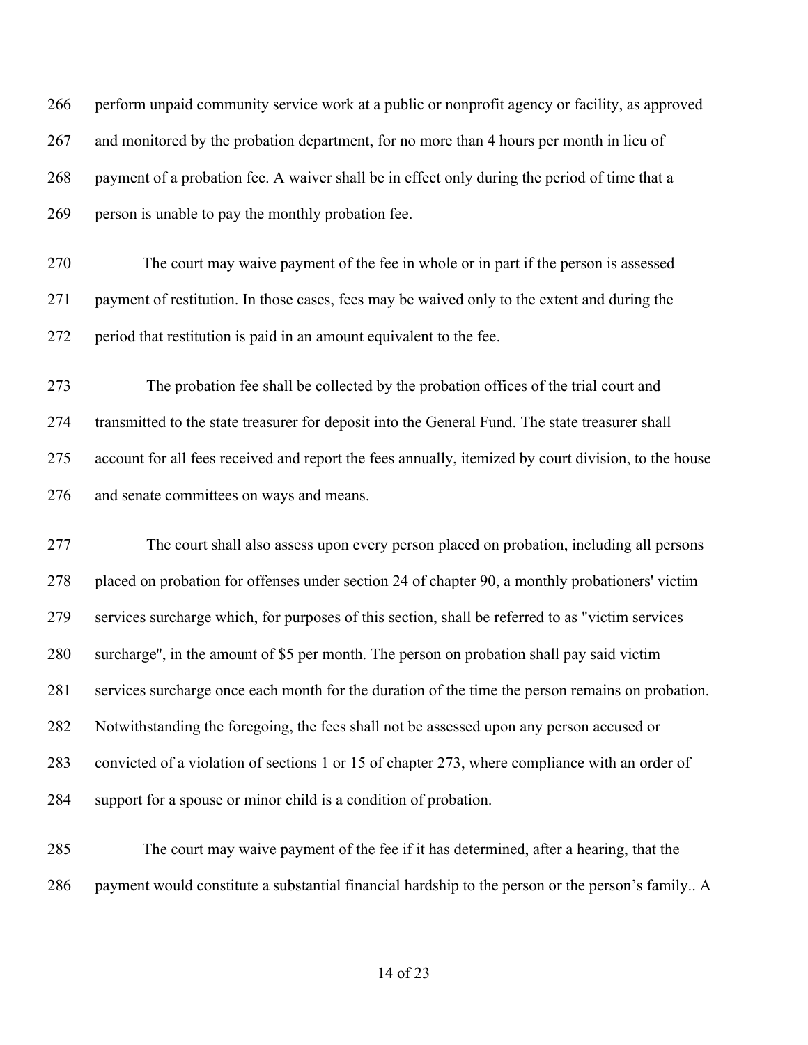perform unpaid community service work at a public or nonprofit agency or facility, as approved and monitored by the probation department, for no more than 4 hours per month in lieu of payment of a probation fee. A waiver shall be in effect only during the period of time that a person is unable to pay the monthly probation fee.

The court may waive payment of the fee in whole or in part if the person is assessed payment of restitution. In those cases, fees may be waived only to the extent and during the period that restitution is paid in an amount equivalent to the fee.

The probation fee shall be collected by the probation offices of the trial court and transmitted to the state treasurer for deposit into the General Fund. The state treasurer shall account for all fees received and report the fees annually, itemized by court division, to the house and senate committees on ways and means.

The court shall also assess upon every person placed on probation, including all persons placed on probation for offenses under section 24 of chapter 90, a monthly probationers' victim services surcharge which, for purposes of this section, shall be referred to as "victim services surcharge", in the amount of $5 per month. The person on probation shall pay said victim services surcharge once each month for the duration of the time the person remains on probation. Notwithstanding the foregoing, the fees shall not be assessed upon any person accused or convicted of a violation of sections 1 or 15 of chapter 273, where compliance with an order of support for a spouse or minor child is a condition of probation.

The court may waive payment of the fee if it has determined, after a hearing, that the payment would constitute a substantial financial hardship to the person or the person's family.. A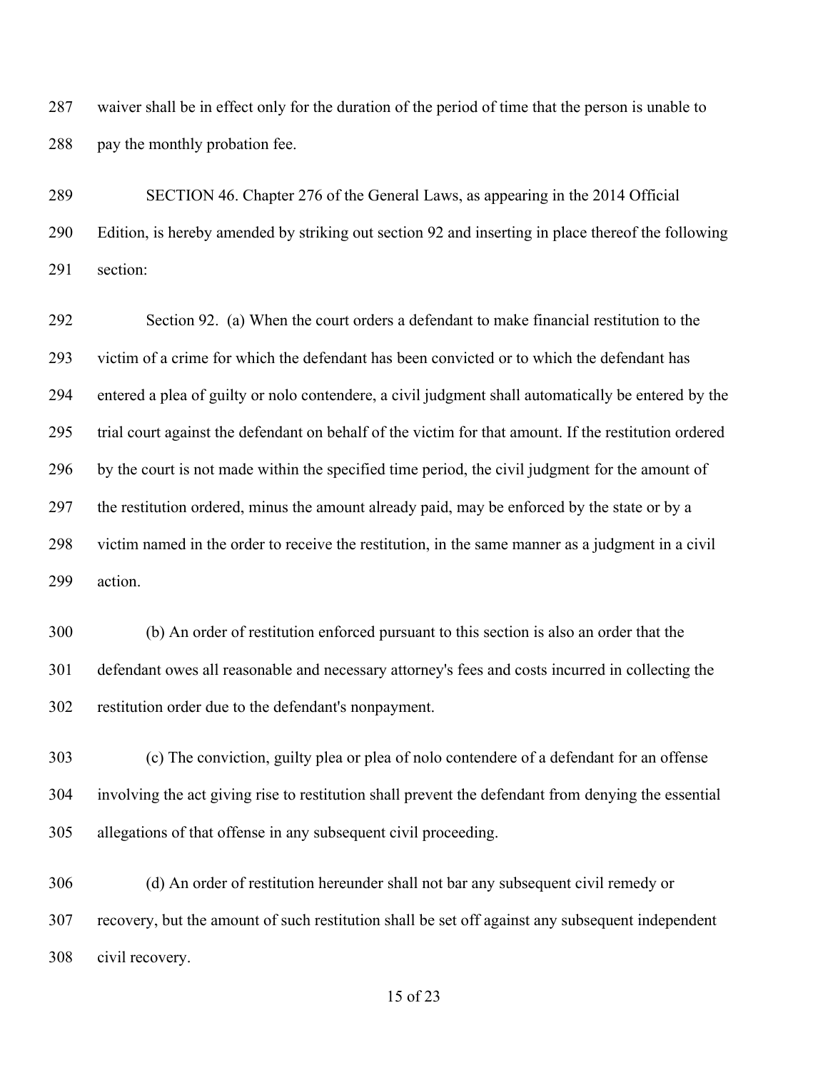waiver shall be in effect only for the duration of the period of time that the person is unable to pay the monthly probation fee.

SECTION 46. Chapter 276 of the General Laws, as appearing in the 2014 Official Edition, is hereby amended by striking out section 92 and inserting in place thereof the following section:

Section 92. (a) When the court orders a defendant to make financial restitution to the victim of a crime for which the defendant has been convicted or to which the defendant has entered a plea of guilty or nolo contendere, a civil judgment shall automatically be entered by the trial court against the defendant on behalf of the victim for that amount. If the restitution ordered by the court is not made within the specified time period, the civil judgment for the amount of the restitution ordered, minus the amount already paid, may be enforced by the state or by a victim named in the order to receive the restitution, in the same manner as a judgment in a civil action.

(b) An order of restitution enforced pursuant to this section is also an order that the defendant owes all reasonable and necessary attorney's fees and costs incurred in collecting the restitution order due to the defendant's nonpayment.

(c) The conviction, guilty plea or plea of nolo contendere of a defendant for an offense involving the act giving rise to restitution shall prevent the defendant from denying the essential allegations of that offense in any subsequent civil proceeding.

(d) An order of restitution hereunder shall not bar any subsequent civil remedy or recovery, but the amount of such restitution shall be set off against any subsequent independent civil recovery.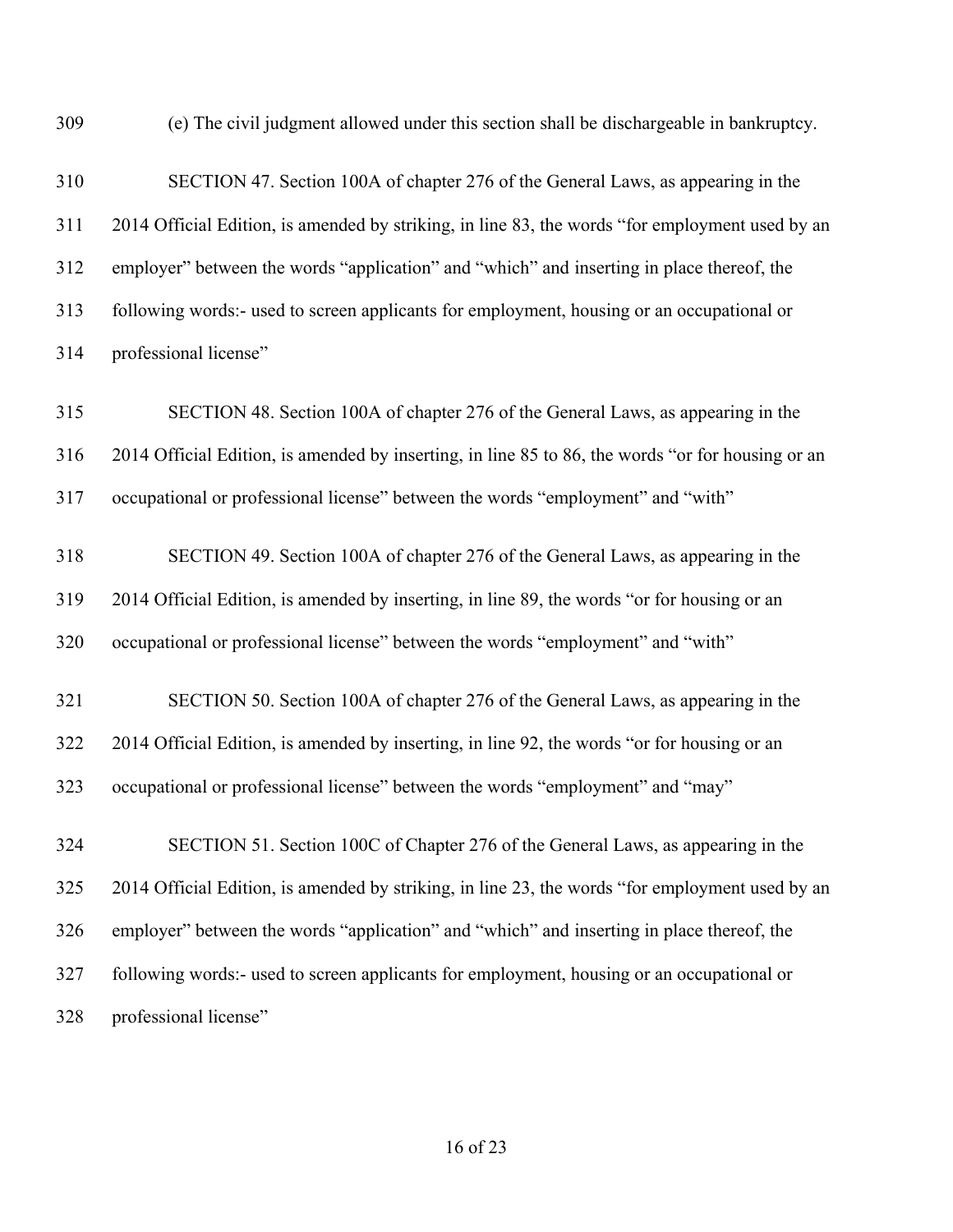(e) The civil judgment allowed under this section shall be dischargeable in bankruptcy.

SECTION 47. Section 100A of chapter 276 of the General Laws, as appearing in the 2014 Official Edition, is amended by striking, in line 83, the words "for employment used by an employer" between the words "application" and "which" and inserting in place thereof, the following words:- used to screen applicants for employment, housing or an occupational or professional license"

SECTION 48. Section 100A of chapter 276 of the General Laws, as appearing in the 2014 Official Edition, is amended by inserting, in line 85 to 86, the words "or for housing or an occupational or professional license" between the words "employment" and "with"

SECTION 49. Section 100A of chapter 276 of the General Laws, as appearing in the 2014 Official Edition, is amended by inserting, in line 89, the words "or for housing or an occupational or professional license" between the words "employment" and "with"

SECTION 50. Section 100A of chapter 276 of the General Laws, as appearing in the 2014 Official Edition, is amended by inserting, in line 92, the words "or for housing or an occupational or professional license" between the words "employment" and "may"

SECTION 51. Section 100C of Chapter 276 of the General Laws, as appearing in the 2014 Official Edition, is amended by striking, in line 23, the words "for employment used by an employer" between the words "application" and "which" and inserting in place thereof, the following words:- used to screen applicants for employment, housing or an occupational or professional license"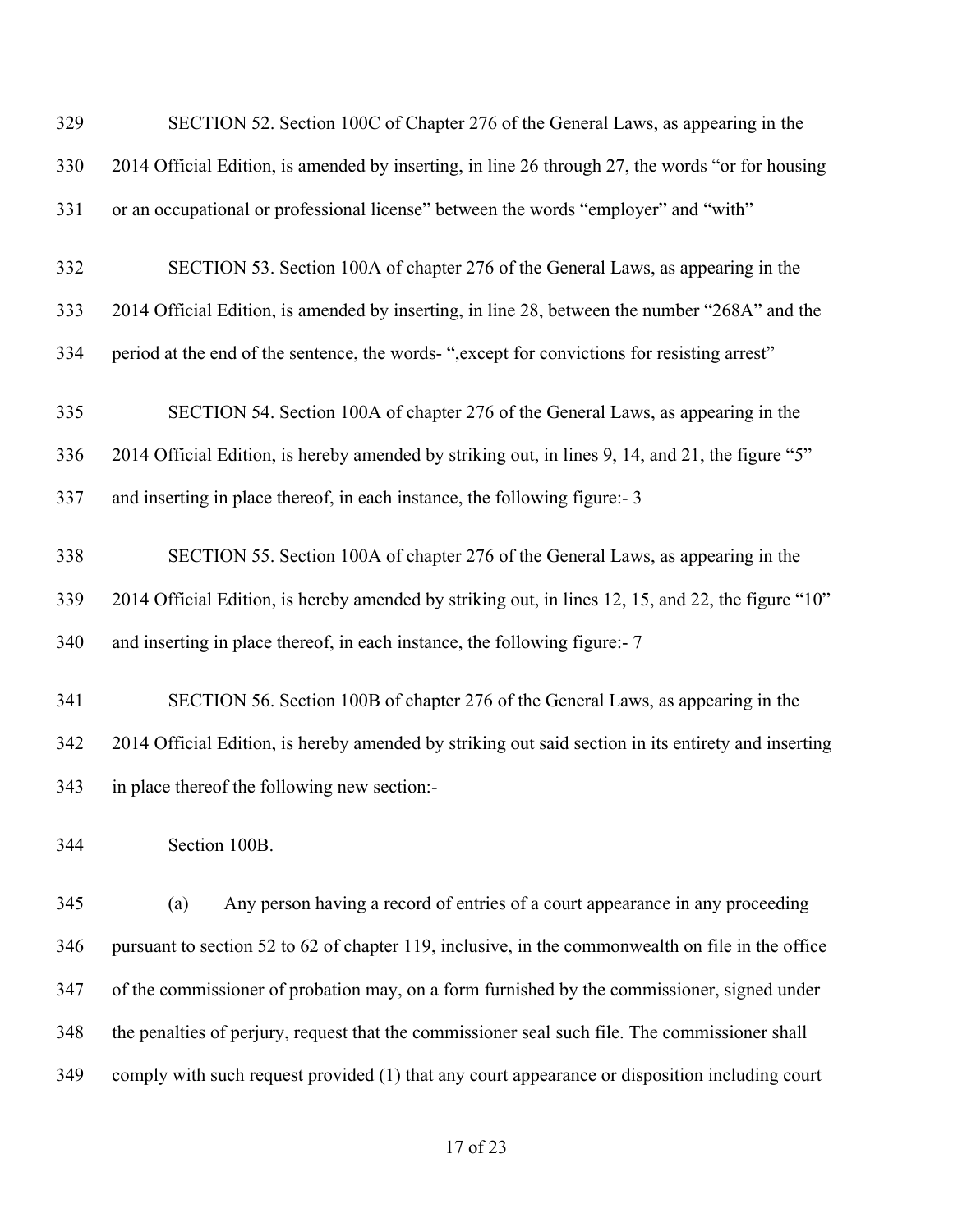SECTION 52. Section 100C of Chapter 276 of the General Laws, as appearing in the 2014 Official Edition, is amended by inserting, in line 26 through 27, the words "or for housing or an occupational or professional license" between the words "employer" and "with"

SECTION 53. Section 100A of chapter 276 of the General Laws, as appearing in the 2014 Official Edition, is amended by inserting, in line 28, between the number "268A" and the period at the end of the sentence, the words- ",except for convictions for resisting arrest"

SECTION 54. Section 100A of chapter 276 of the General Laws, as appearing in the 2014 Official Edition, is hereby amended by striking out, in lines 9, 14, and 21, the figure "5" and inserting in place thereof, in each instance, the following figure:- 3

SECTION 55. Section 100A of chapter 276 of the General Laws, as appearing in the 2014 Official Edition, is hereby amended by striking out, in lines 12, 15, and 22, the figure "10" and inserting in place thereof, in each instance, the following figure:- 7

SECTION 56. Section 100B of chapter 276 of the General Laws, as appearing in the 2014 Official Edition, is hereby amended by striking out said section in its entirety and inserting in place thereof the following new section:-

Section 100B.

(a) Any person having a record of entries of a court appearance in any proceeding pursuant to section 52 to 62 of chapter 119, inclusive, in the commonwealth on file in the office of the commissioner of probation may, on a form furnished by the commissioner, signed under the penalties of perjury, request that the commissioner seal such file. The commissioner shall comply with such request provided (1) that any court appearance or disposition including court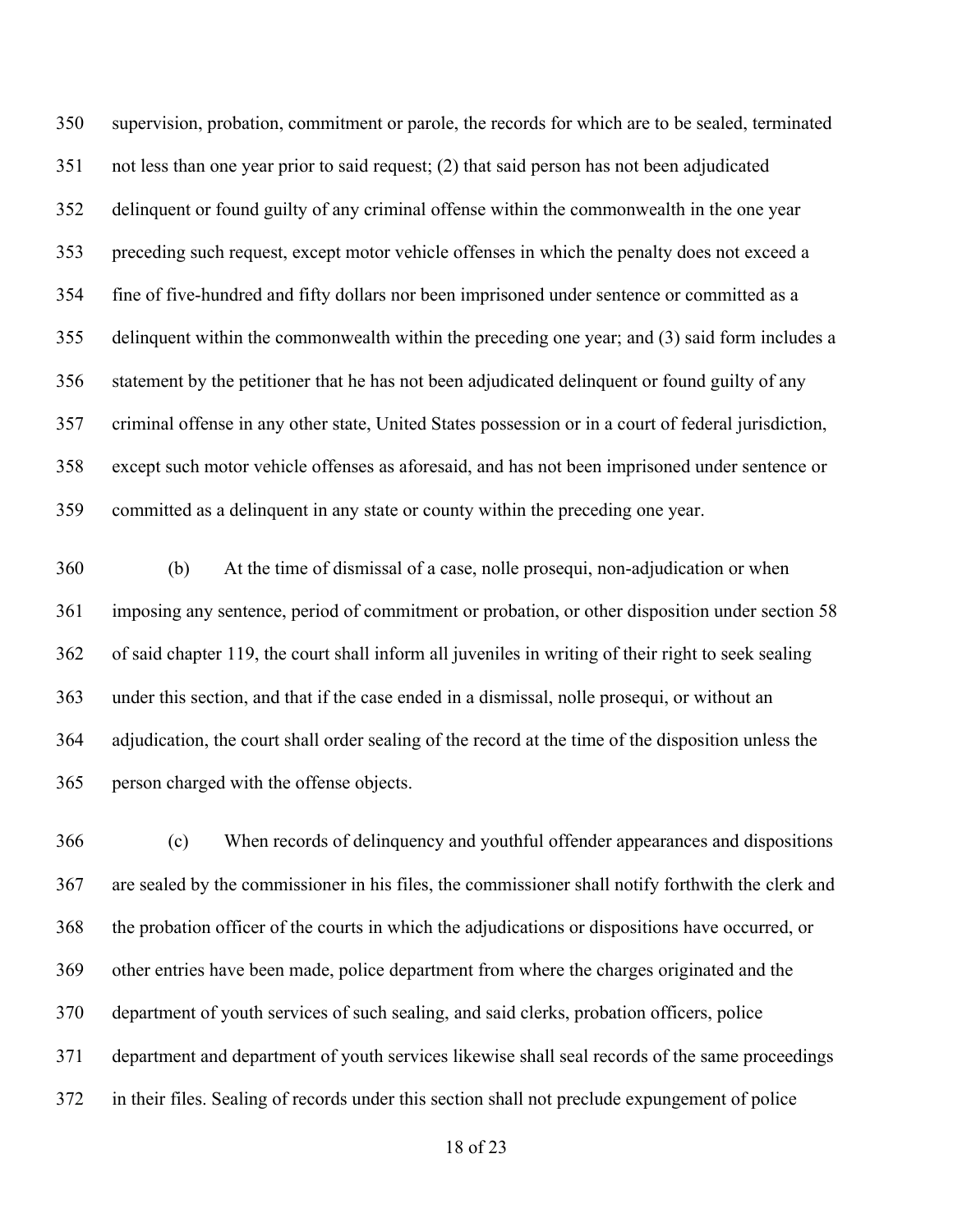supervision, probation, commitment or parole, the records for which are to be sealed, terminated not less than one year prior to said request; (2) that said person has not been adjudicated delinquent or found guilty of any criminal offense within the commonwealth in the one year preceding such request, except motor vehicle offenses in which the penalty does not exceed a fine of five-hundred and fifty dollars nor been imprisoned under sentence or committed as a delinquent within the commonwealth within the preceding one year; and (3) said form includes a statement by the petitioner that he has not been adjudicated delinquent or found guilty of any criminal offense in any other state, United States possession or in a court of federal jurisdiction, except such motor vehicle offenses as aforesaid, and has not been imprisoned under sentence or committed as a delinquent in any state or county within the preceding one year.

(b) At the time of dismissal of a case, nolle prosequi, non-adjudication or when imposing any sentence, period of commitment or probation, or other disposition under section 58 of said chapter 119, the court shall inform all juveniles in writing of their right to seek sealing under this section, and that if the case ended in a dismissal, nolle prosequi, or without an adjudication, the court shall order sealing of the record at the time of the disposition unless the person charged with the offense objects.

(c) When records of delinquency and youthful offender appearances and dispositions are sealed by the commissioner in his files, the commissioner shall notify forthwith the clerk and the probation officer of the courts in which the adjudications or dispositions have occurred, or other entries have been made, police department from where the charges originated and the department of youth services of such sealing, and said clerks, probation officers, police department and department of youth services likewise shall seal records of the same proceedings in their files. Sealing of records under this section shall not preclude expungement of police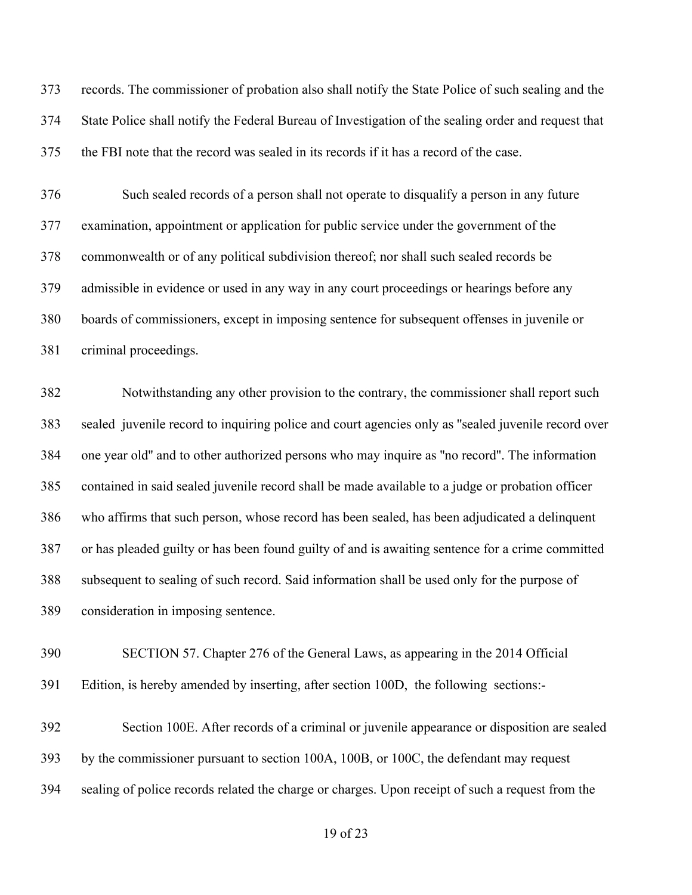records. The commissioner of probation also shall notify the State Police of such sealing and the State Police shall notify the Federal Bureau of Investigation of the sealing order and request that the FBI note that the record was sealed in its records if it has a record of the case.

Such sealed records of a person shall not operate to disqualify a person in any future examination, appointment or application for public service under the government of the commonwealth or of any political subdivision thereof; nor shall such sealed records be admissible in evidence or used in any way in any court proceedings or hearings before any boards of commissioners, except in imposing sentence for subsequent offenses in juvenile or criminal proceedings.

Notwithstanding any other provision to the contrary, the commissioner shall report such sealed juvenile record to inquiring police and court agencies only as "sealed juvenile record over one year old" and to other authorized persons who may inquire as "no record". The information contained in said sealed juvenile record shall be made available to a judge or probation officer who affirms that such person, whose record has been sealed, has been adjudicated a delinquent or has pleaded guilty or has been found guilty of and is awaiting sentence for a crime committed subsequent to sealing of such record. Said information shall be used only for the purpose of consideration in imposing sentence.

SECTION 57. Chapter 276 of the General Laws, as appearing in the 2014 Official Edition, is hereby amended by inserting, after section 100D, the following sections:-

Section 100E. After records of a criminal or juvenile appearance or disposition are sealed by the commissioner pursuant to section 100A, 100B, or 100C, the defendant may request sealing of police records related the charge or charges. Upon receipt of such a request from the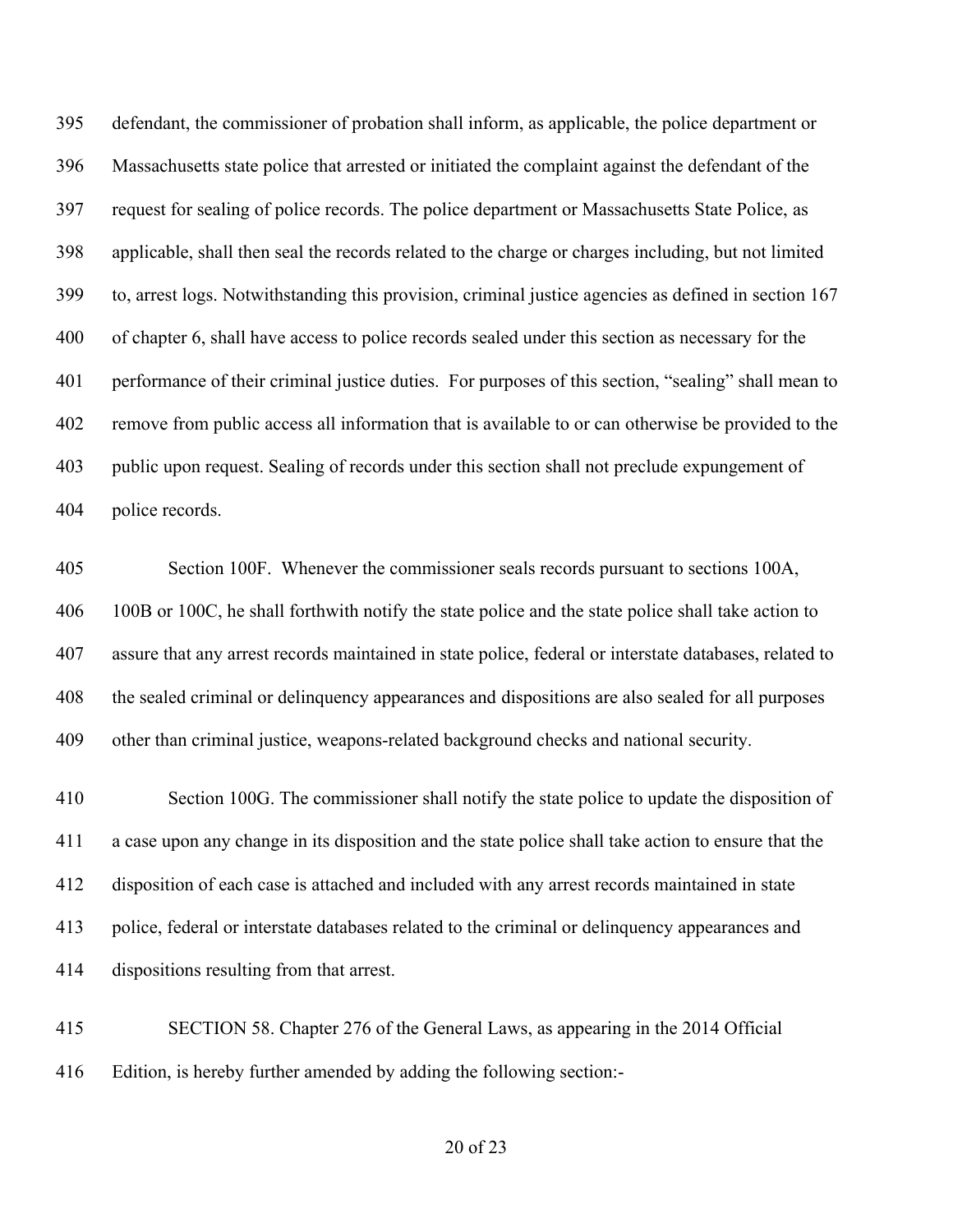defendant, the commissioner of probation shall inform, as applicable, the police department or Massachusetts state police that arrested or initiated the complaint against the defendant of the request for sealing of police records. The police department or Massachusetts State Police, as applicable, shall then seal the records related to the charge or charges including, but not limited to, arrest logs. Notwithstanding this provision, criminal justice agencies as defined in section 167 of chapter 6, shall have access to police records sealed under this section as necessary for the performance of their criminal justice duties. For purposes of this section, "sealing" shall mean to remove from public access all information that is available to or can otherwise be provided to the public upon request. Sealing of records under this section shall not preclude expungement of police records.

Section 100F. Whenever the commissioner seals records pursuant to sections 100A, 100B or 100C, he shall forthwith notify the state police and the state police shall take action to assure that any arrest records maintained in state police, federal or interstate databases, related to the sealed criminal or delinquency appearances and dispositions are also sealed for all purposes other than criminal justice, weapons-related background checks and national security.

Section 100G. The commissioner shall notify the state police to update the disposition of a case upon any change in its disposition and the state police shall take action to ensure that the disposition of each case is attached and included with any arrest records maintained in state police, federal or interstate databases related to the criminal or delinquency appearances and dispositions resulting from that arrest.

SECTION 58. Chapter 276 of the General Laws, as appearing in the 2014 Official Edition, is hereby further amended by adding the following section:-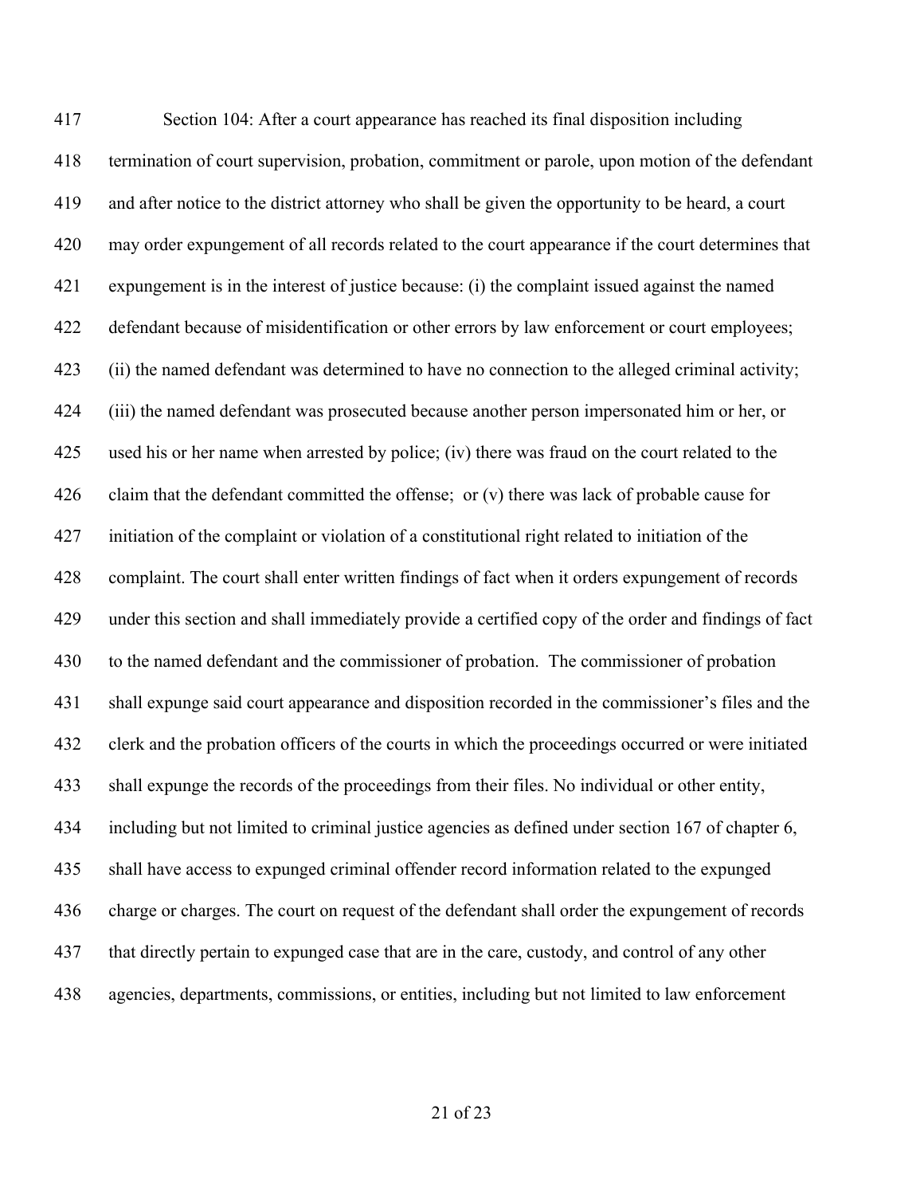Section 104: After a court appearance has reached its final disposition including termination of court supervision, probation, commitment or parole, upon motion of the defendant and after notice to the district attorney who shall be given the opportunity to be heard, a court may order expungement of all records related to the court appearance if the court determines that expungement is in the interest of justice because: (i) the complaint issued against the named defendant because of misidentification or other errors by law enforcement or court employees; (ii) the named defendant was determined to have no connection to the alleged criminal activity; (iii) the named defendant was prosecuted because another person impersonated him or her, or used his or her name when arrested by police; (iv) there was fraud on the court related to the claim that the defendant committed the offense; or (v) there was lack of probable cause for initiation of the complaint or violation of a constitutional right related to initiation of the complaint. The court shall enter written findings of fact when it orders expungement of records under this section and shall immediately provide a certified copy of the order and findings of fact to the named defendant and the commissioner of probation. The commissioner of probation shall expunge said court appearance and disposition recorded in the commissioner's files and the clerk and the probation officers of the courts in which the proceedings occurred or were initiated shall expunge the records of the proceedings from their files. No individual or other entity, including but not limited to criminal justice agencies as defined under section 167 of chapter 6, shall have access to expunged criminal offender record information related to the expunged charge or charges. The court on request of the defendant shall order the expungement of records that directly pertain to expunged case that are in the care, custody, and control of any other agencies, departments, commissions, or entities, including but not limited to law enforcement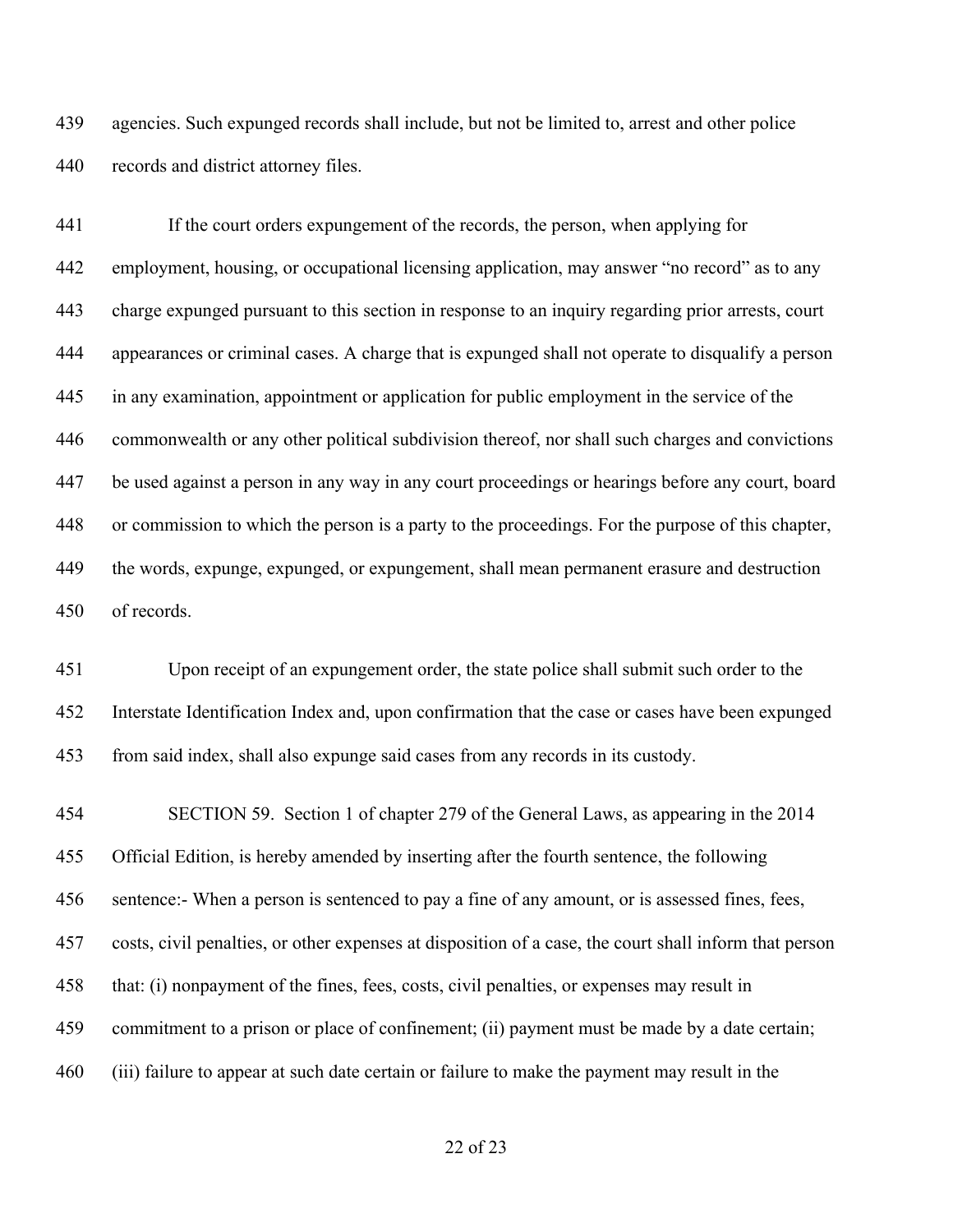agencies. Such expunged records shall include, but not be limited to, arrest and other police records and district attorney files.

If the court orders expungement of the records, the person, when applying for employment, housing, or occupational licensing application, may answer "no record" as to any charge expunged pursuant to this section in response to an inquiry regarding prior arrests, court appearances or criminal cases. A charge that is expunged shall not operate to disqualify a person in any examination, appointment or application for public employment in the service of the commonwealth or any other political subdivision thereof, nor shall such charges and convictions be used against a person in any way in any court proceedings or hearings before any court, board or commission to which the person is a party to the proceedings. For the purpose of this chapter, the words, expunge, expunged, or expungement, shall mean permanent erasure and destruction of records.

Upon receipt of an expungement order, the state police shall submit such order to the Interstate Identification Index and, upon confirmation that the case or cases have been expunged from said index, shall also expunge said cases from any records in its custody.

SECTION 59. Section 1 of chapter 279 of the General Laws, as appearing in the 2014 Official Edition, is hereby amended by inserting after the fourth sentence, the following sentence:- When a person is sentenced to pay a fine of any amount, or is assessed fines, fees, costs, civil penalties, or other expenses at disposition of a case, the court shall inform that person that: (i) nonpayment of the fines, fees, costs, civil penalties, or expenses may result in commitment to a prison or place of confinement; (ii) payment must be made by a date certain; (iii) failure to appear at such date certain or failure to make the payment may result in the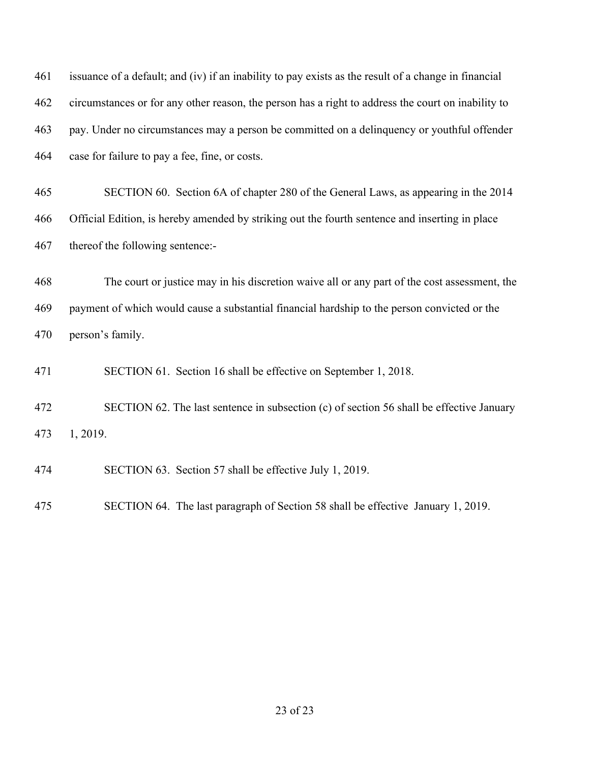issuance of a default; and (iv) if an inability to pay exists as the result of a change in financial circumstances or for any other reason, the person has a right to address the court on inability to pay. Under no circumstances may a person be committed on a delinquency or youthful offender case for failure to pay a fee, fine, or costs.

SECTION 60. Section 6A of chapter 280 of the General Laws, as appearing in the 2014 Official Edition, is hereby amended by striking out the fourth sentence and inserting in place thereof the following sentence:-

The court or justice may in his discretion waive all or any part of the cost assessment, the payment of which would cause a substantial financial hardship to the person convicted or the person's family.

SECTION 61. Section 16 shall be effective on September 1, 2018.

SECTION 62. The last sentence in subsection (c) of section 56 shall be effective January 1, 2019.

SECTION 63. Section 57 shall be effective July 1, 2019.

SECTION 64. The last paragraph of Section 58 shall be effective January 1, 2019.